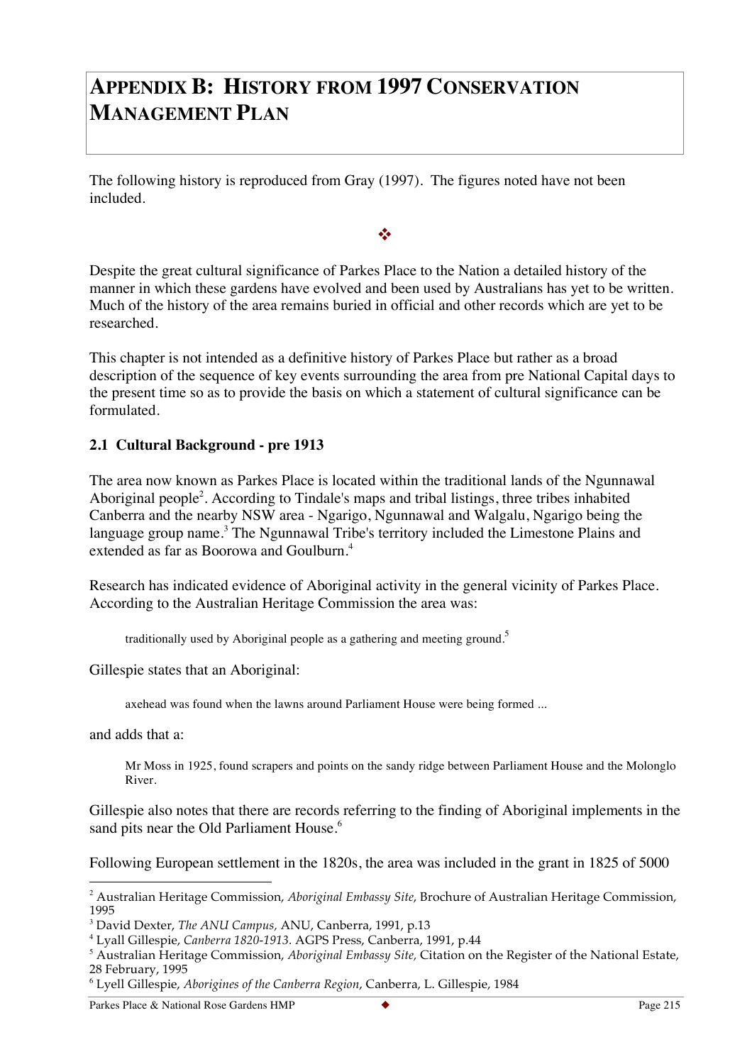# Appendix B: History from 1997 Conservation Management Plan

The following history is reproduced from Gray (1997). The figures noted have not been included.

❖

Despite the great cultural significance of Parkes Place to the Nation a detailed history of the manner in which these gardens have evolved and been used by Australians has yet to be written. Much of the history of the area remains buried in official and other records which are yet to be researched.

This chapter is not intended as a definitive history of Parkes Place but rather as a broad description of the sequence of key events surrounding the area from pre National Capital days to the present time so as to provide the basis on which a statement of cultural significance can be formulated.

## 2.1 Cultural Background - pre 1913

The area now known as Parkes Place is located within the traditional lands of the Ngunnawal Aboriginal people[2]. According to Tindale's maps and tribal listings, three tribes inhabited Canberra and the nearby NSW area - Ngarigo, Ngunnawal and Walgalu, Ngarigo being the language group name.[3] The Ngunnawal Tribe's territory included the Limestone Plains and extended as far as Boorowa and Goulburn.[4]

Research has indicated evidence of Aboriginal activity in the general vicinity of Parkes Place. According to the Australian Heritage Commission the area was:

> traditionally used by Aboriginal people as a gathering and meeting ground.[5]

Gillespie states that an Aboriginal:

> axehead was found when the lawns around Parliament House were being formed ...

and adds that a:

> Mr Moss in 1925, found scrapers and points on the sandy ridge between Parliament House and the Molonglo River.

Gillespie also notes that there are records referring to the finding of Aboriginal implements in the sand pits near the Old Parliament House.[6]

Following European settlement in the 1820s, the area was included in the grant in 1825 of 5000

---

[2] Australian Heritage Commission, *Aboriginal Embassy Site*, Brochure of Australian Heritage Commission, 1995

[3] David Dexter, *The ANU Campus*, ANU, Canberra, 1991, p.13

[4] Lyall Gillespie, *Canberra 1820-1913*. AGPS Press, Canberra, 1991, p.44

[5] Australian Heritage Commission, *Aboriginal Embassy Site*, Citation on the Register of the National Estate, 28 February, 1995

[6] Lyell Gillespie, *Aborigines of the Canberra Region*, Canberra, L. Gillespie, 1984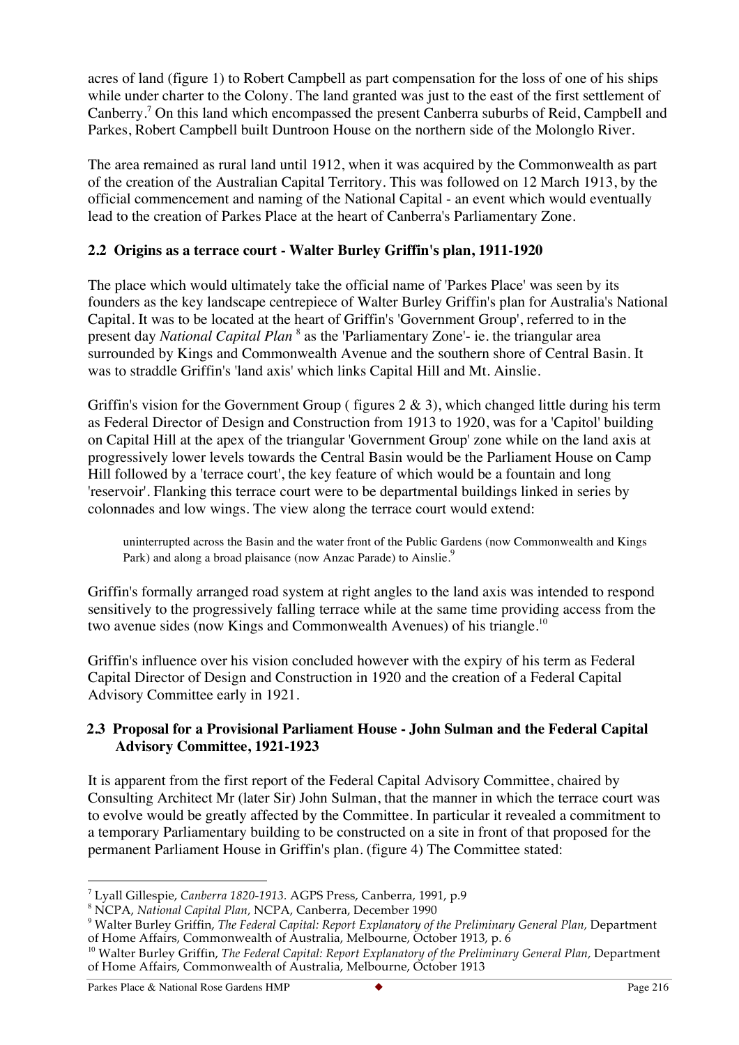acres of land (figure 1) to Robert Campbell as part compensation for the loss of one of his ships while under charter to the Colony. The land granted was just to the east of the first settlement of Canberry.[7] On this land which encompassed the present Canberra suburbs of Reid, Campbell and Parkes, Robert Campbell built Duntroon House on the northern side of the Molonglo River.

The area remained as rural land until 1912, when it was acquired by the Commonwealth as part of the creation of the Australian Capital Territory. This was followed on 12 March 1913, by the official commencement and naming of the National Capital - an event which would eventually lead to the creation of Parkes Place at the heart of Canberra's Parliamentary Zone.

### 2.2 Origins as a terrace court - Walter Burley Griffin's plan, 1911-1920

The place which would ultimately take the official name of 'Parkes Place' was seen by its founders as the key landscape centrepiece of Walter Burley Griffin's plan for Australia's National Capital. It was to be located at the heart of Griffin's 'Government Group', referred to in the present day *National Capital Plan* [8] as the 'Parliamentary Zone'- ie. the triangular area surrounded by Kings and Commonwealth Avenue and the southern shore of Central Basin. It was to straddle Griffin's 'land axis' which links Capital Hill and Mt. Ainslie.

Griffin's vision for the Government Group ( figures 2 & 3), which changed little during his term as Federal Director of Design and Construction from 1913 to 1920, was for a 'Capitol' building on Capital Hill at the apex of the triangular 'Government Group' zone while on the land axis at progressively lower levels towards the Central Basin would be the Parliament House on Camp Hill followed by a 'terrace court', the key feature of which would be a fountain and long 'reservoir'. Flanking this terrace court were to be departmental buildings linked in series by colonnades and low wings. The view along the terrace court would extend:

> uninterrupted across the Basin and the water front of the Public Gardens (now Commonwealth and Kings Park) and along a broad plaisance (now Anzac Parade) to Ainslie.[9]

Griffin's formally arranged road system at right angles to the land axis was intended to respond sensitively to the progressively falling terrace while at the same time providing access from the two avenue sides (now Kings and Commonwealth Avenues) of his triangle.[10]

Griffin's influence over his vision concluded however with the expiry of his term as Federal Capital Director of Design and Construction in 1920 and the creation of a Federal Capital Advisory Committee early in 1921.

### 2.3 Proposal for a Provisional Parliament House - John Sulman and the Federal Capital Advisory Committee, 1921-1923

It is apparent from the first report of the Federal Capital Advisory Committee, chaired by Consulting Architect Mr (later Sir) John Sulman, that the manner in which the terrace court was to evolve would be greatly affected by the Committee. In particular it revealed a commitment to a temporary Parliamentary building to be constructed on a site in front of that proposed for the permanent Parliament House in Griffin's plan. (figure 4) The Committee stated:

---

[7] Lyall Gillespie, *Canberra 1820-1913.* AGPS Press, Canberra, 1991, p.9

[8] NCPA, *National Capital Plan,* NCPA, Canberra, December 1990

[9] Walter Burley Griffin, *The Federal Capital: Report Explanatory of the Preliminary General Plan,* Department of Home Affairs, Commonwealth of Australia, Melbourne, October 1913, p. 6

[10] Walter Burley Griffin, *The Federal Capital: Report Explanatory of the Preliminary General Plan,* Department of Home Affairs, Commonwealth of Australia, Melbourne, October 1913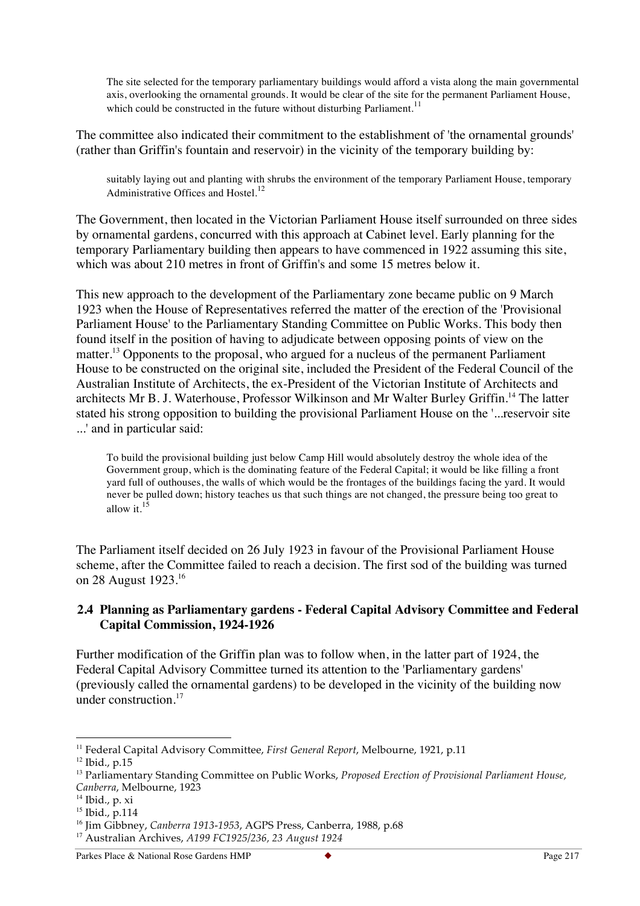> The site selected for the temporary parliamentary buildings would afford a vista along the main governmental axis, overlooking the ornamental grounds. It would be clear of the site for the permanent Parliament House, which could be constructed in the future without disturbing Parliament.[11]

The committee also indicated their commitment to the establishment of 'the ornamental grounds' (rather than Griffin's fountain and reservoir) in the vicinity of the temporary building by:

> suitably laying out and planting with shrubs the environment of the temporary Parliament House, temporary Administrative Offices and Hostel.[12]

The Government, then located in the Victorian Parliament House itself surrounded on three sides by ornamental gardens, concurred with this approach at Cabinet level. Early planning for the temporary Parliamentary building then appears to have commenced in 1922 assuming this site, which was about 210 metres in front of Griffin's and some 15 metres below it.

This new approach to the development of the Parliamentary zone became public on 9 March 1923 when the House of Representatives referred the matter of the erection of the 'Provisional Parliament House' to the Parliamentary Standing Committee on Public Works. This body then found itself in the position of having to adjudicate between opposing points of view on the matter.[13] Opponents to the proposal, who argued for a nucleus of the permanent Parliament House to be constructed on the original site, included the President of the Federal Council of the Australian Institute of Architects, the ex-President of the Victorian Institute of Architects and architects Mr B. J. Waterhouse, Professor Wilkinson and Mr Walter Burley Griffin.[14] The latter stated his strong opposition to building the provisional Parliament House on the '...reservoir site ...' and in particular said:

> To build the provisional building just below Camp Hill would absolutely destroy the whole idea of the Government group, which is the dominating feature of the Federal Capital; it would be like filling a front yard full of outhouses, the walls of which would be the frontages of the buildings facing the yard. It would never be pulled down; history teaches us that such things are not changed, the pressure being too great to allow it.[15]

The Parliament itself decided on 26 July 1923 in favour of the Provisional Parliament House scheme, after the Committee failed to reach a decision. The first sod of the building was turned on 28 August 1923.[16]

## 2.4 Planning as Parliamentary gardens - Federal Capital Advisory Committee and Federal Capital Commission, 1924-1926

Further modification of the Griffin plan was to follow when, in the latter part of 1924, the Federal Capital Advisory Committee turned its attention to the 'Parliamentary gardens' (previously called the ornamental gardens) to be developed in the vicinity of the building now under construction.[17]

---

[11] Federal Capital Advisory Committee, *First General Report*, Melbourne, 1921, p.11

[12] Ibid., p.15

[13] Parliamentary Standing Committee on Public Works, *Proposed Erection of Provisional Parliament House, Canberra*, Melbourne, 1923

[14] Ibid., p. xi

[15] Ibid., p.114

[16] Jim Gibbney, *Canberra 1913-1953*, AGPS Press, Canberra, 1988, p.68

[17] Australian Archives, *A199 FC1925/236, 23 August 1924*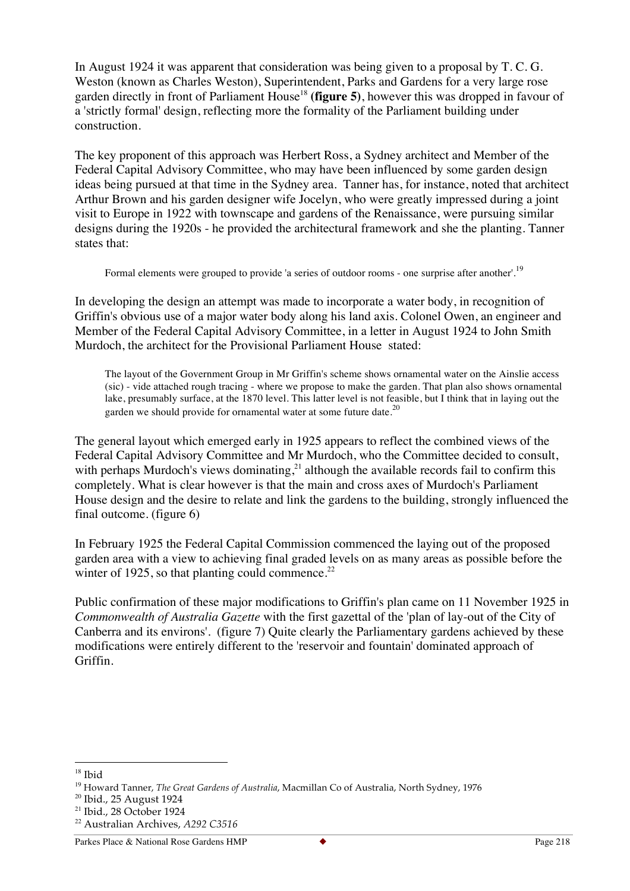In August 1924 it was apparent that consideration was being given to a proposal by T. C. G. Weston (known as Charles Weston), Superintendent, Parks and Gardens for a very large rose garden directly in front of Parliament House[18] **(figure 5)**, however this was dropped in favour of a 'strictly formal' design, reflecting more the formality of the Parliament building under construction.

The key proponent of this approach was Herbert Ross, a Sydney architect and Member of the Federal Capital Advisory Committee, who may have been influenced by some garden design ideas being pursued at that time in the Sydney area. Tanner has, for instance, noted that architect Arthur Brown and his garden designer wife Jocelyn, who were greatly impressed during a joint visit to Europe in 1922 with townscape and gardens of the Renaissance, were pursuing similar designs during the 1920s - he provided the architectural framework and she the planting. Tanner states that:

> Formal elements were grouped to provide 'a series of outdoor rooms - one surprise after another'.[19]

In developing the design an attempt was made to incorporate a water body, in recognition of Griffin's obvious use of a major water body along his land axis. Colonel Owen, an engineer and Member of the Federal Capital Advisory Committee, in a letter in August 1924 to John Smith Murdoch, the architect for the Provisional Parliament House stated:

> The layout of the Government Group in Mr Griffin's scheme shows ornamental water on the Ainslie access (sic) - vide attached rough tracing - where we propose to make the garden. That plan also shows ornamental lake, presumably surface, at the 1870 level. This latter level is not feasible, but I think that in laying out the garden we should provide for ornamental water at some future date.[20]

The general layout which emerged early in 1925 appears to reflect the combined views of the Federal Capital Advisory Committee and Mr Murdoch, who the Committee decided to consult, with perhaps Murdoch's views dominating,[21] although the available records fail to confirm this completely. What is clear however is that the main and cross axes of Murdoch's Parliament House design and the desire to relate and link the gardens to the building, strongly influenced the final outcome. (figure 6)

In February 1925 the Federal Capital Commission commenced the laying out of the proposed garden area with a view to achieving final graded levels on as many areas as possible before the winter of 1925, so that planting could commence.[22]

Public confirmation of these major modifications to Griffin's plan came on 11 November 1925 in *Commonwealth of Australia Gazette* with the first gazettal of the 'plan of lay-out of the City of Canberra and its environs'. (figure 7) Quite clearly the Parliamentary gardens achieved by these modifications were entirely different to the 'reservoir and fountain' dominated approach of Griffin.

---

[18] Ibid

[19] Howard Tanner, *The Great Gardens of Australia*, Macmillan Co of Australia, North Sydney, 1976

[20] Ibid., 25 August 1924

[21] Ibid., 28 October 1924

[22] Australian Archives, *A292 C3516*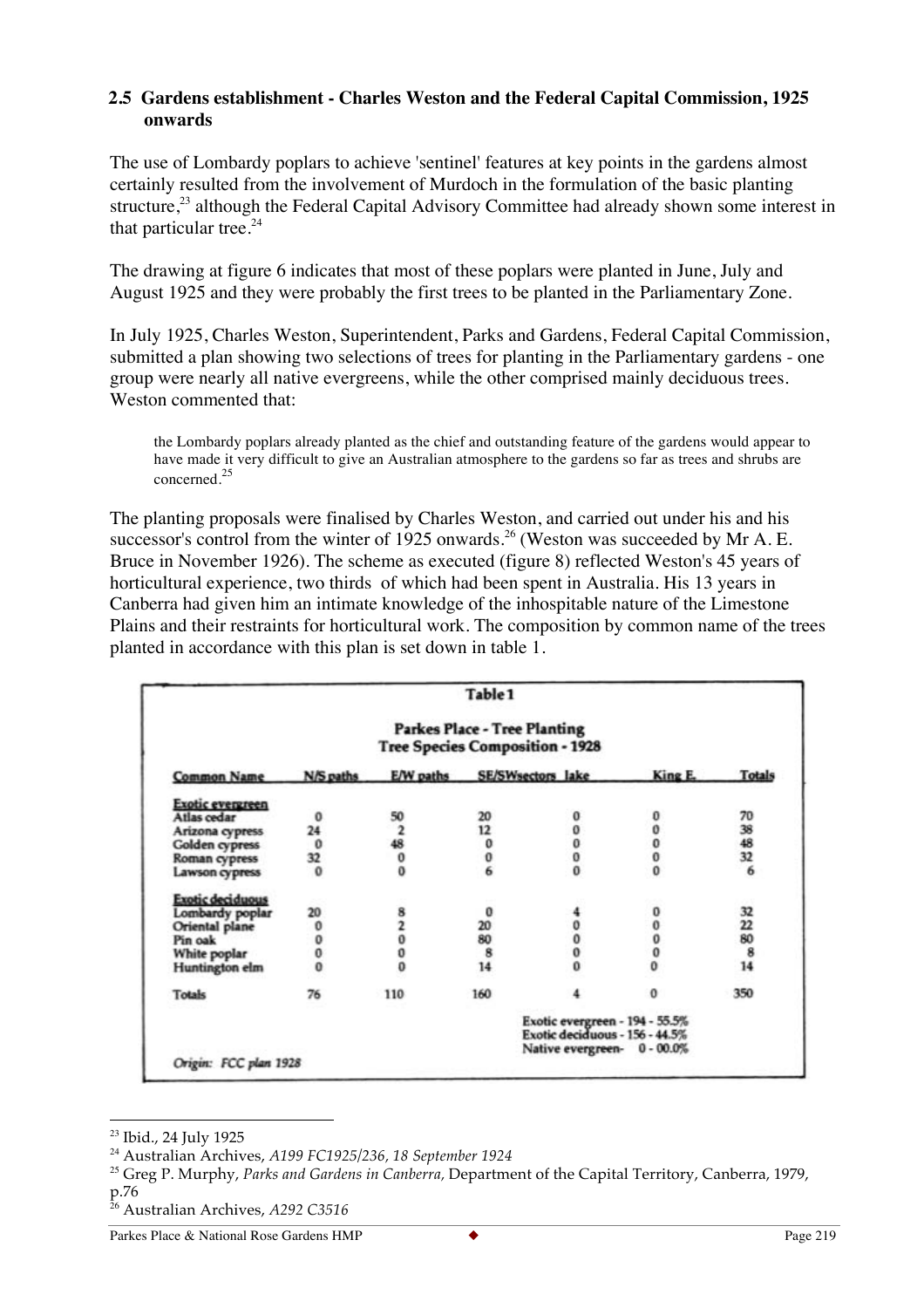### 2.5 Gardens establishment - Charles Weston and the Federal Capital Commission, 1925 onwards

The use of Lombardy poplars to achieve 'sentinel' features at key points in the gardens almost certainly resulted from the involvement of Murdoch in the formulation of the basic planting structure,[23] although the Federal Capital Advisory Committee had already shown some interest in that particular tree.[24]

The drawing at figure 6 indicates that most of these poplars were planted in June, July and August 1925 and they were probably the first trees to be planted in the Parliamentary Zone.

In July 1925, Charles Weston, Superintendent, Parks and Gardens, Federal Capital Commission, submitted a plan showing two selections of trees for planting in the Parliamentary gardens - one group were nearly all native evergreens, while the other comprised mainly deciduous trees. Weston commented that:

> the Lombardy poplars already planted as the chief and outstanding feature of the gardens would appear to have made it very difficult to give an Australian atmosphere to the gardens so far as trees and shrubs are concerned.[25]

The planting proposals were finalised by Charles Weston, and carried out under his and his successor's control from the winter of 1925 onwards.[26] (Weston was succeeded by Mr A. E. Bruce in November 1926). The scheme as executed (figure 8) reflected Weston's 45 years of horticultural experience, two thirds of which had been spent in Australia. His 13 years in Canberra had given him an intimate knowledge of the inhospitable nature of the Limestone Plains and their restraints for horticultural work. The composition by common name of the trees planted in accordance with this plan is set down in table 1.

**Table 1**

**Parkes Place - Tree Planting**
**Tree Species Composition - 1928**

| Common Name | N/S paths | E/W paths | SE/SWsectors | lake | King E. | Totals |
|---|---|---|---|---|---|---|
| **Exotic evergreen** | | | | | | |
| Atlas cedar | 0 | 50 | 20 | 0 | 0 | 70 |
| Arizona cypress | 24 | 2 | 12 | 0 | 0 | 38 |
| Golden cypress | 0 | 48 | 0 | 0 | 0 | 48 |
| Roman cypress | 32 | 0 | 0 | 0 | 0 | 32 |
| Lawson cypress | 0 | 0 | 6 | 0 | 0 | 6 |
| **Exotic deciduous** | | | | | | |
| Lombardy poplar | 20 | 8 | 0 | 4 | 0 | 32 |
| Oriental plane | 0 | 2 | 20 | 0 | 0 | 22 |
| Pin oak | 0 | 0 | 80 | 0 | 0 | 80 |
| White poplar | 0 | 0 | 8 | 0 | 0 | 8 |
| Huntington elm | 0 | 0 | 14 | 0 | 0 | 14 |
| Totals | 76 | 110 | 160 | 4 | 0 | 350 |

Exotic evergreen - 194 - 55.5%
Exotic deciduous - 156 - 44.5%
Native evergreen- 0 - 00.0%

*Origin: FCC plan 1928*

---

[23] Ibid., 24 July 1925

[24] Australian Archives, *A199 FC1925/236, 18 September 1924*

[25] Greg P. Murphy, *Parks and Gardens in Canberra,* Department of the Capital Territory, Canberra, 1979, p.76

[26] Australian Archives, *A292 C3516*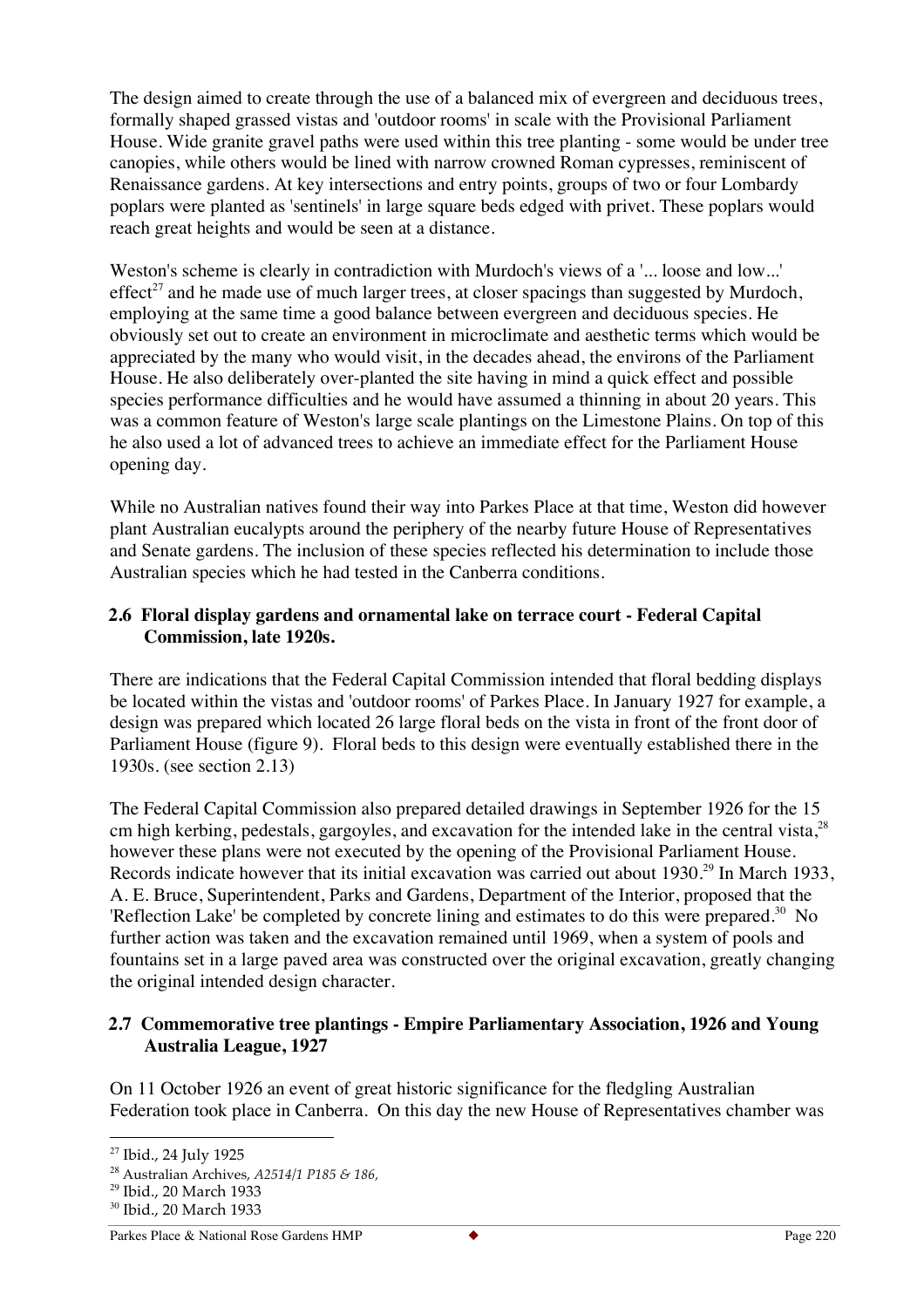The design aimed to create through the use of a balanced mix of evergreen and deciduous trees, formally shaped grassed vistas and 'outdoor rooms' in scale with the Provisional Parliament House. Wide granite gravel paths were used within this tree planting - some would be under tree canopies, while others would be lined with narrow crowned Roman cypresses, reminiscent of Renaissance gardens. At key intersections and entry points, groups of two or four Lombardy poplars were planted as 'sentinels' in large square beds edged with privet. These poplars would reach great heights and would be seen at a distance.

Weston's scheme is clearly in contradiction with Murdoch's views of a '... loose and low...' effect[27] and he made use of much larger trees, at closer spacings than suggested by Murdoch, employing at the same time a good balance between evergreen and deciduous species. He obviously set out to create an environment in microclimate and aesthetic terms which would be appreciated by the many who would visit, in the decades ahead, the environs of the Parliament House. He also deliberately over-planted the site having in mind a quick effect and possible species performance difficulties and he would have assumed a thinning in about 20 years. This was a common feature of Weston's large scale plantings on the Limestone Plains. On top of this he also used a lot of advanced trees to achieve an immediate effect for the Parliament House opening day.

While no Australian natives found their way into Parkes Place at that time, Weston did however plant Australian eucalypts around the periphery of the nearby future House of Representatives and Senate gardens. The inclusion of these species reflected his determination to include those Australian species which he had tested in the Canberra conditions.

## 2.6 Floral display gardens and ornamental lake on terrace court - Federal Capital Commission, late 1920s.

There are indications that the Federal Capital Commission intended that floral bedding displays be located within the vistas and 'outdoor rooms' of Parkes Place. In January 1927 for example, a design was prepared which located 26 large floral beds on the vista in front of the front door of Parliament House (figure 9). Floral beds to this design were eventually established there in the 1930s. (see section 2.13)

The Federal Capital Commission also prepared detailed drawings in September 1926 for the 15 cm high kerbing, pedestals, gargoyles, and excavation for the intended lake in the central vista,[28] however these plans were not executed by the opening of the Provisional Parliament House. Records indicate however that its initial excavation was carried out about 1930.[29] In March 1933, A. E. Bruce, Superintendent, Parks and Gardens, Department of the Interior, proposed that the 'Reflection Lake' be completed by concrete lining and estimates to do this were prepared.[30] No further action was taken and the excavation remained until 1969, when a system of pools and fountains set in a large paved area was constructed over the original excavation, greatly changing the original intended design character.

## 2.7 Commemorative tree plantings - Empire Parliamentary Association, 1926 and Young Australia League, 1927

On 11 October 1926 an event of great historic significance for the fledgling Australian Federation took place in Canberra. On this day the new House of Representatives chamber was

---

[27] Ibid., 24 July 1925

[28] Australian Archives, *A2514/1 P185 & 186,*

[29] Ibid., 20 March 1933

[30] Ibid., 20 March 1933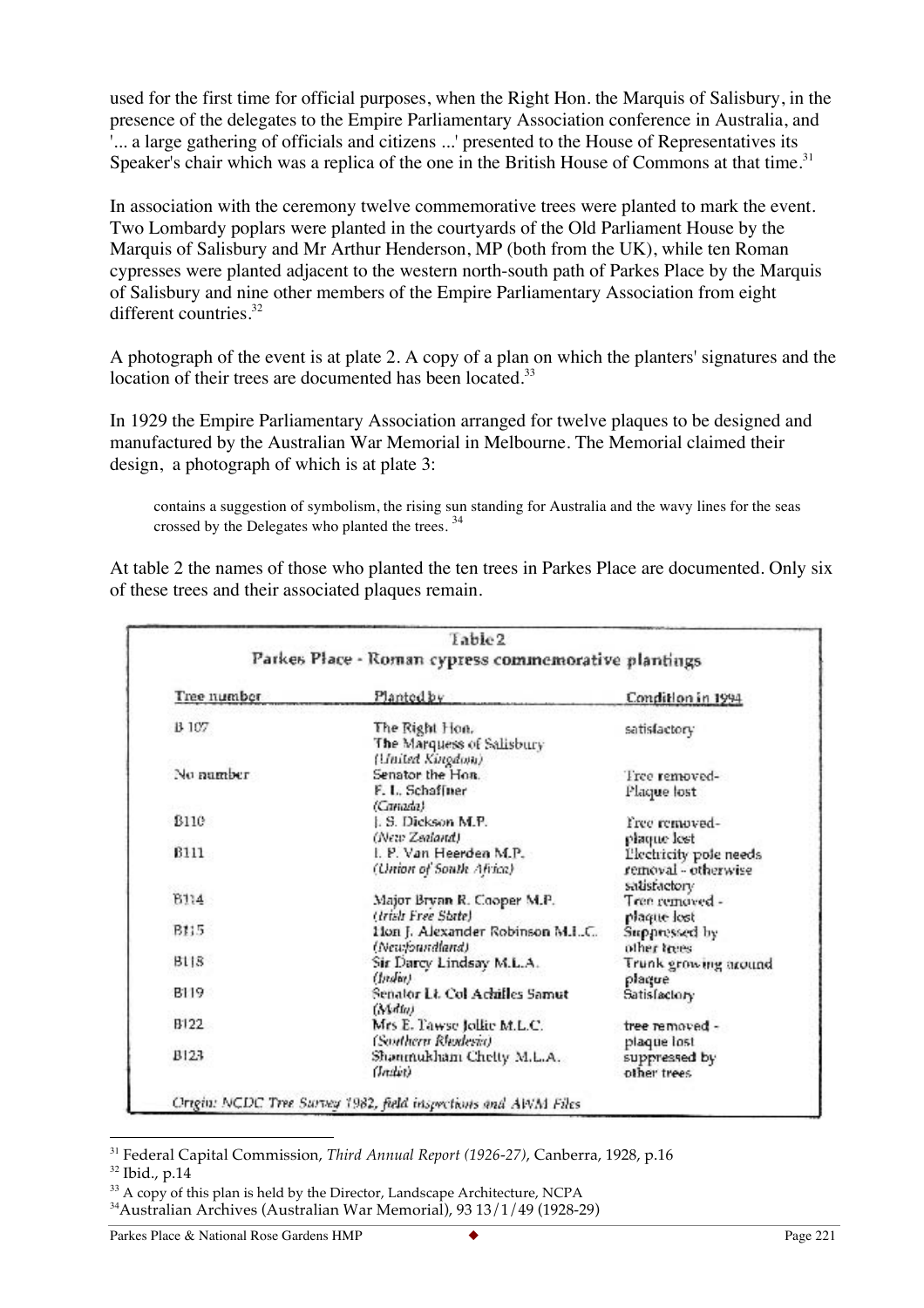used for the first time for official purposes, when the Right Hon. the Marquis of Salisbury, in the presence of the delegates to the Empire Parliamentary Association conference in Australia, and '... a large gathering of officials and citizens ...' presented to the House of Representatives its Speaker's chair which was a replica of the one in the British House of Commons at that time.[31]

In association with the ceremony twelve commemorative trees were planted to mark the event. Two Lombardy poplars were planted in the courtyards of the Old Parliament House by the Marquis of Salisbury and Mr Arthur Henderson, MP (both from the UK), while ten Roman cypresses were planted adjacent to the western north-south path of Parkes Place by the Marquis of Salisbury and nine other members of the Empire Parliamentary Association from eight different countries.[32]

A photograph of the event is at plate 2. A copy of a plan on which the planters' signatures and the location of their trees are documented has been located.[33]

In 1929 the Empire Parliamentary Association arranged for twelve plaques to be designed and manufactured by the Australian War Memorial in Melbourne. The Memorial claimed their design, a photograph of which is at plate 3:

> contains a suggestion of symbolism, the rising sun standing for Australia and the wavy lines for the seas crossed by the Delegates who planted the trees.[34]

At table 2 the names of those who planted the ten trees in Parkes Place are documented. Only six of these trees and their associated plaques remain.

**Table 2**
**Parkes Place - Roman cypress commemorative plantings**

| Tree number | Planted by | Condition in 1994 |
|---|---|---|
| B 107 | The Right Hon. The Marquess of Salisbury *(United Kingdom)* | satisfactory |
| No number | Senator the Hon. F. L. Schaffner *(Canada)* | Tree removed- Plaque lost |
| B110 | J. S. Dickson M.P. *(New Zealand)* | Tree removed- plaque lost |
| B111 | I. P. Van Heerden M.P. *(Union of South Africa)* | Electricity pole needs removal - otherwise satisfactory |
| B114 | Major Bryan R. Cooper M.P. *(Irish Free State)* | Tree removed - plaque lost |
| B115 | Hon J. Alexander Robinson M.L.C. *(Newfoundland)* | Suppressed by other trees |
| B118 | Sir Darcy Lindsay M.L.A. *(India)* | Trunk growing around plaque |
| B119 | Senator Lt. Col Achilles Samut *(Malta)* | Satisfactory |
| B122 | Mrs E. Tawse Jollie M.L.C. *(Southern Rhodesia)* | tree removed - plaque lost |
| B123 | Shanmukham Chetty M.L.A. *(India)* | suppressed by other trees |

*Origin: NCDC Tree Survey 1982, field inspections and AWM Files*

---

[31] Federal Capital Commission, *Third Annual Report (1926-27)*, Canberra, 1928, p.16
[32] Ibid., p.14
[33] A copy of this plan is held by the Director, Landscape Architecture, NCPA
[34] Australian Archives (Australian War Memorial), 93 13/1/49 (1928-29)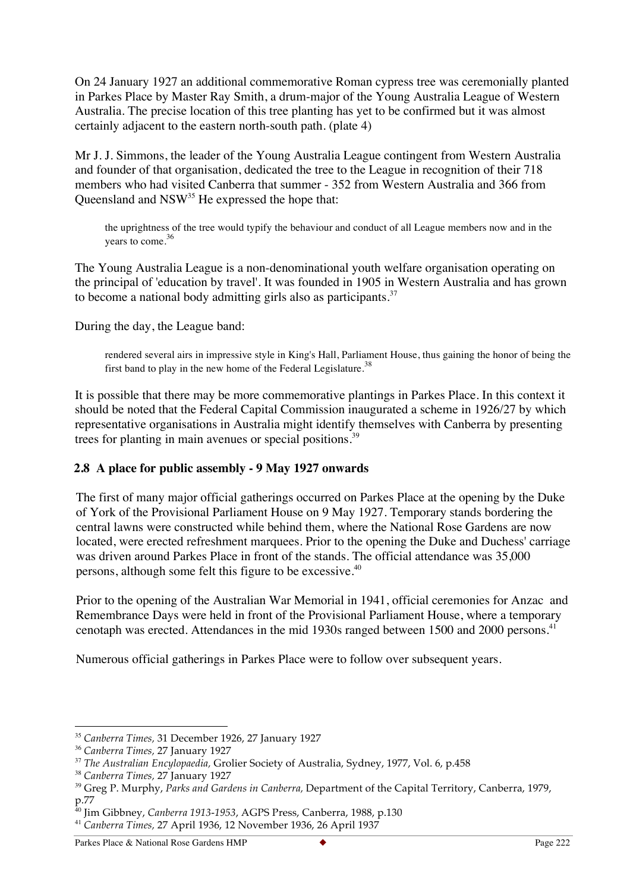On 24 January 1927 an additional commemorative Roman cypress tree was ceremonially planted in Parkes Place by Master Ray Smith, a drum-major of the Young Australia League of Western Australia. The precise location of this tree planting has yet to be confirmed but it was almost certainly adjacent to the eastern north-south path. (plate 4)

Mr J. J. Simmons, the leader of the Young Australia League contingent from Western Australia and founder of that organisation, dedicated the tree to the League in recognition of their 718 members who had visited Canberra that summer - 352 from Western Australia and 366 from Queensland and NSW[35] He expressed the hope that:

> the uprightness of the tree would typify the behaviour and conduct of all League members now and in the years to come.[36]

The Young Australia League is a non-denominational youth welfare organisation operating on the principal of 'education by travel'. It was founded in 1905 in Western Australia and has grown to become a national body admitting girls also as participants.[37]

During the day, the League band:

> rendered several airs in impressive style in King's Hall, Parliament House, thus gaining the honor of being the first band to play in the new home of the Federal Legislature.[38]

It is possible that there may be more commemorative plantings in Parkes Place. In this context it should be noted that the Federal Capital Commission inaugurated a scheme in 1926/27 by which representative organisations in Australia might identify themselves with Canberra by presenting trees for planting in main avenues or special positions.[39]

## 2.8 A place for public assembly - 9 May 1927 onwards

The first of many major official gatherings occurred on Parkes Place at the opening by the Duke of York of the Provisional Parliament House on 9 May 1927. Temporary stands bordering the central lawns were constructed while behind them, where the National Rose Gardens are now located, were erected refreshment marquees. Prior to the opening the Duke and Duchess' carriage was driven around Parkes Place in front of the stands. The official attendance was 35,000 persons, although some felt this figure to be excessive.[40]

Prior to the opening of the Australian War Memorial in 1941, official ceremonies for Anzac and Remembrance Days were held in front of the Provisional Parliament House, where a temporary cenotaph was erected. Attendances in the mid 1930s ranged between 1500 and 2000 persons.[41]

Numerous official gatherings in Parkes Place were to follow over subsequent years.

---

[35] *Canberra Times,* 31 December 1926, 27 January 1927

[36] *Canberra Times,* 27 January 1927

[37] *The Australian Encylopaedia,* Grolier Society of Australia, Sydney, 1977, Vol. 6, p.458

[38] *Canberra Times,* 27 January 1927

[39] Greg P. Murphy, *Parks and Gardens in Canberra,* Department of the Capital Territory, Canberra, 1979, p.77

[40] Jim Gibbney, *Canberra 1913-1953*, AGPS Press, Canberra, 1988, p.130

[41] *Canberra Times,* 27 April 1936, 12 November 1936, 26 April 1937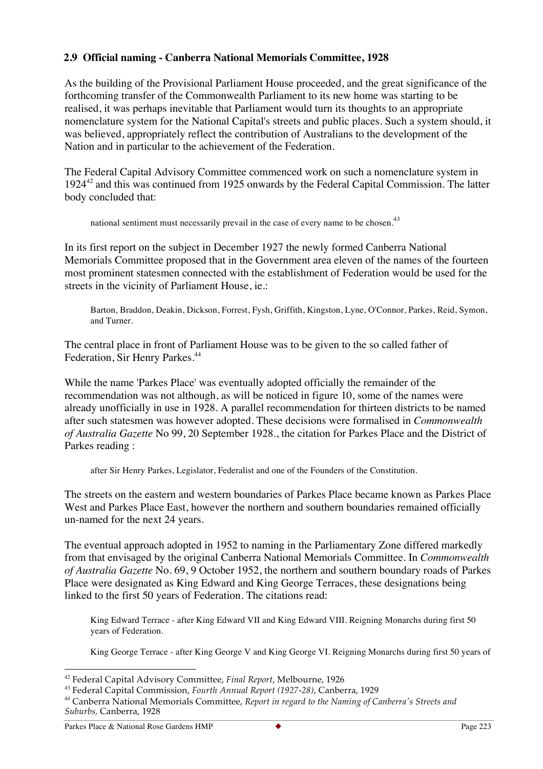## 2.9 Official naming - Canberra National Memorials Committee, 1928

As the building of the Provisional Parliament House proceeded, and the great significance of the forthcoming transfer of the Commonwealth Parliament to its new home was starting to be realised, it was perhaps inevitable that Parliament would turn its thoughts to an appropriate nomenclature system for the National Capital's streets and public places. Such a system should, it was believed, appropriately reflect the contribution of Australians to the development of the Nation and in particular to the achievement of the Federation.

The Federal Capital Advisory Committee commenced work on such a nomenclature system in 1924[42] and this was continued from 1925 onwards by the Federal Capital Commission. The latter body concluded that:

> national sentiment must necessarily prevail in the case of every name to be chosen.[43]

In its first report on the subject in December 1927 the newly formed Canberra National Memorials Committee proposed that in the Government area eleven of the names of the fourteen most prominent statesmen connected with the establishment of Federation would be used for the streets in the vicinity of Parliament House, ie.:

> Barton, Braddon, Deakin, Dickson, Forrest, Fysh, Griffith, Kingston, Lyne, O'Connor, Parkes, Reid, Symon, and Turner.

The central place in front of Parliament House was to be given to the so called father of Federation, Sir Henry Parkes.[44]

While the name 'Parkes Place' was eventually adopted officially the remainder of the recommendation was not although, as will be noticed in figure 10, some of the names were already unofficially in use in 1928. A parallel recommendation for thirteen districts to be named after such statesmen was however adopted. These decisions were formalised in *Commonwealth of Australia Gazette* No 99, 20 September 1928., the citation for Parkes Place and the District of Parkes reading :

> after Sir Henry Parkes, Legislator, Federalist and one of the Founders of the Constitution.

The streets on the eastern and western boundaries of Parkes Place became known as Parkes Place West and Parkes Place East, however the northern and southern boundaries remained officially un-named for the next 24 years.

The eventual approach adopted in 1952 to naming in the Parliamentary Zone differed markedly from that envisaged by the original Canberra National Memorials Committee. In *Commonwealth of Australia Gazette* No. 69, 9 October 1952, the northern and southern boundary roads of Parkes Place were designated as King Edward and King George Terraces, these designations being linked to the first 50 years of Federation. The citations read:

> King Edward Terrace - after King Edward VII and King Edward VIII. Reigning Monarchs during first 50 years of Federation.

> King George Terrace - after King George V and King George VI. Reigning Monarchs during first 50 years of

---

[42] Federal Capital Advisory Committee, *Final Report*, Melbourne, 1926

[43] Federal Capital Commission, *Fourth Annual Report (1927-28)*, Canberra, 1929

[44] Canberra National Memorials Committee, *Report in regard to the Naming of Canberra's Streets and Suburbs*, Canberra, 1928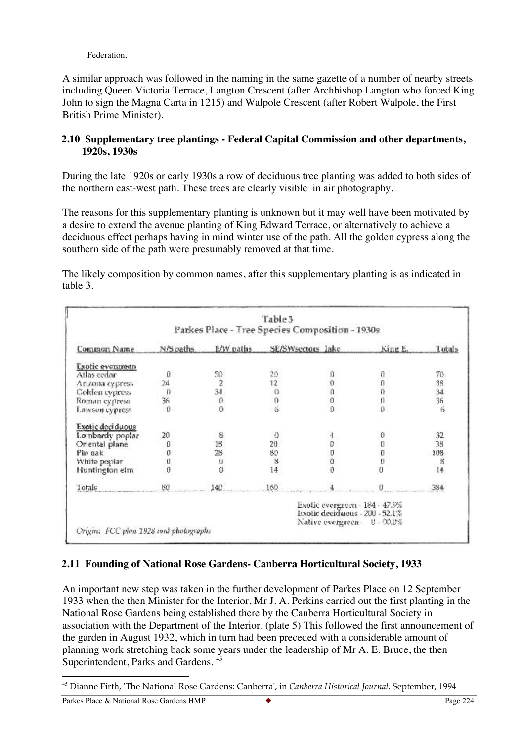Federation.

A similar approach was followed in the naming in the same gazette of a number of nearby streets including Queen Victoria Terrace, Langton Crescent (after Archbishop Langton who forced King John to sign the Magna Carta in 1215) and Walpole Crescent (after Robert Walpole, the First British Prime Minister).

### 2.10 Supplementary tree plantings - Federal Capital Commission and other departments, 1920s, 1930s

During the late 1920s or early 1930s a row of deciduous tree planting was added to both sides of the northern east-west path. These trees are clearly visible in air photography.

The reasons for this supplementary planting is unknown but it may well have been motivated by a desire to extend the avenue planting of King Edward Terrace, or alternatively to achieve a deciduous effect perhaps having in mind winter use of the path. All the golden cypress along the southern side of the path were presumably removed at that time.

The likely composition by common names, after this supplementary planting is as indicated in table 3.

**Table 3**
**Parkes Place - Tree Species Composition - 1930s**

| Common Name | N/S paths | E/W paths | SE/SW sectors | lake | King E. | Totals |
|---|---|---|---|---|---|---|
| **Exotic evergreen** | | | | | | |
| Atlas cedar | 0 | 50 | 20 | 0 | 0 | 70 |
| Arizona cypress | 24 | 2 | 12 | 0 | 0 | 38 |
| Golden cypress | 0 | 34 | 0 | 0 | 0 | 34 |
| Roman cypress | 36 | 0 | 0 | 0 | 0 | 36 |
| Lawson cypress | 0 | 0 | 6 | 0 | 0 | 6 |
| **Exotic deciduous** | | | | | | |
| Lombardy poplar | 20 | 8 | 0 | 4 | 0 | 32 |
| Oriental plane | 0 | 18 | 20 | 0 | 0 | 38 |
| Pin oak | 0 | 28 | 80 | 0 | 0 | 108 |
| White poplar | 0 | 0 | 8 | 0 | 0 | 8 |
| Huntington elm | 0 | 0 | 14 | 0 | 0 | 14 |
| Totals | 80 | 140 | 160 | 4 | 0 | 384 |

Exotic evergreen - 184 - 47.9%
Exotic deciduous - 200 - 52.1%
Native evergreen - 0 - 00.0%

Origin: FCC plan 1928 and photographs

### 2.11 Founding of National Rose Gardens- Canberra Horticultural Society, 1933

An important new step was taken in the further development of Parkes Place on 12 September 1933 when the then Minister for the Interior, Mr J. A. Perkins carried out the first planting in the National Rose Gardens being established there by the Canberra Horticultural Society in association with the Department of the Interior. (plate 5) This followed the first announcement of the garden in August 1932, which in turn had been preceded with a considerable amount of planning work stretching back some years under the leadership of Mr A. E. Bruce, the then Superintendent, Parks and Gardens. [45]

[45] Dianne Firth, 'The National Rose Gardens: Canberra', in *Canberra Historical Journal*. September, 1994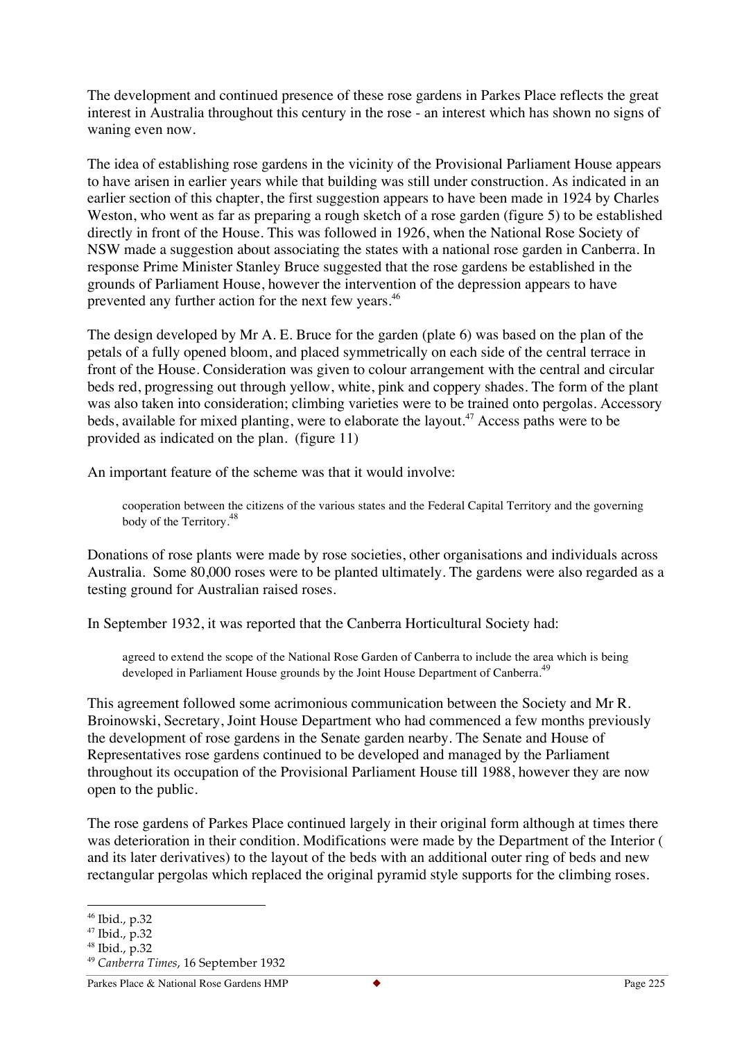The development and continued presence of these rose gardens in Parkes Place reflects the great interest in Australia throughout this century in the rose - an interest which has shown no signs of waning even now.

The idea of establishing rose gardens in the vicinity of the Provisional Parliament House appears to have arisen in earlier years while that building was still under construction. As indicated in an earlier section of this chapter, the first suggestion appears to have been made in 1924 by Charles Weston, who went as far as preparing a rough sketch of a rose garden (figure 5) to be established directly in front of the House. This was followed in 1926, when the National Rose Society of NSW made a suggestion about associating the states with a national rose garden in Canberra. In response Prime Minister Stanley Bruce suggested that the rose gardens be established in the grounds of Parliament House, however the intervention of the depression appears to have prevented any further action for the next few years.[46]

The design developed by Mr A. E. Bruce for the garden (plate 6) was based on the plan of the petals of a fully opened bloom, and placed symmetrically on each side of the central terrace in front of the House. Consideration was given to colour arrangement with the central and circular beds red, progressing out through yellow, white, pink and coppery shades. The form of the plant was also taken into consideration; climbing varieties were to be trained onto pergolas. Accessory beds, available for mixed planting, were to elaborate the layout.[47] Access paths were to be provided as indicated on the plan. (figure 11)

An important feature of the scheme was that it would involve:

> cooperation between the citizens of the various states and the Federal Capital Territory and the governing body of the Territory.[48]

Donations of rose plants were made by rose societies, other organisations and individuals across Australia. Some 80,000 roses were to be planted ultimately. The gardens were also regarded as a testing ground for Australian raised roses.

In September 1932, it was reported that the Canberra Horticultural Society had:

> agreed to extend the scope of the National Rose Garden of Canberra to include the area which is being developed in Parliament House grounds by the Joint House Department of Canberra.[49]

This agreement followed some acrimonious communication between the Society and Mr R. Broinowski, Secretary, Joint House Department who had commenced a few months previously the development of rose gardens in the Senate garden nearby. The Senate and House of Representatives rose gardens continued to be developed and managed by the Parliament throughout its occupation of the Provisional Parliament House till 1988, however they are now open to the public.

The rose gardens of Parkes Place continued largely in their original form although at times there was deterioration in their condition. Modifications were made by the Department of the Interior ( and its later derivatives) to the layout of the beds with an additional outer ring of beds and new rectangular pergolas which replaced the original pyramid style supports for the climbing roses.

---

[46] Ibid., p.32

[47] Ibid., p.32

[48] Ibid., p.32

[49] *Canberra Times*, 16 September 1932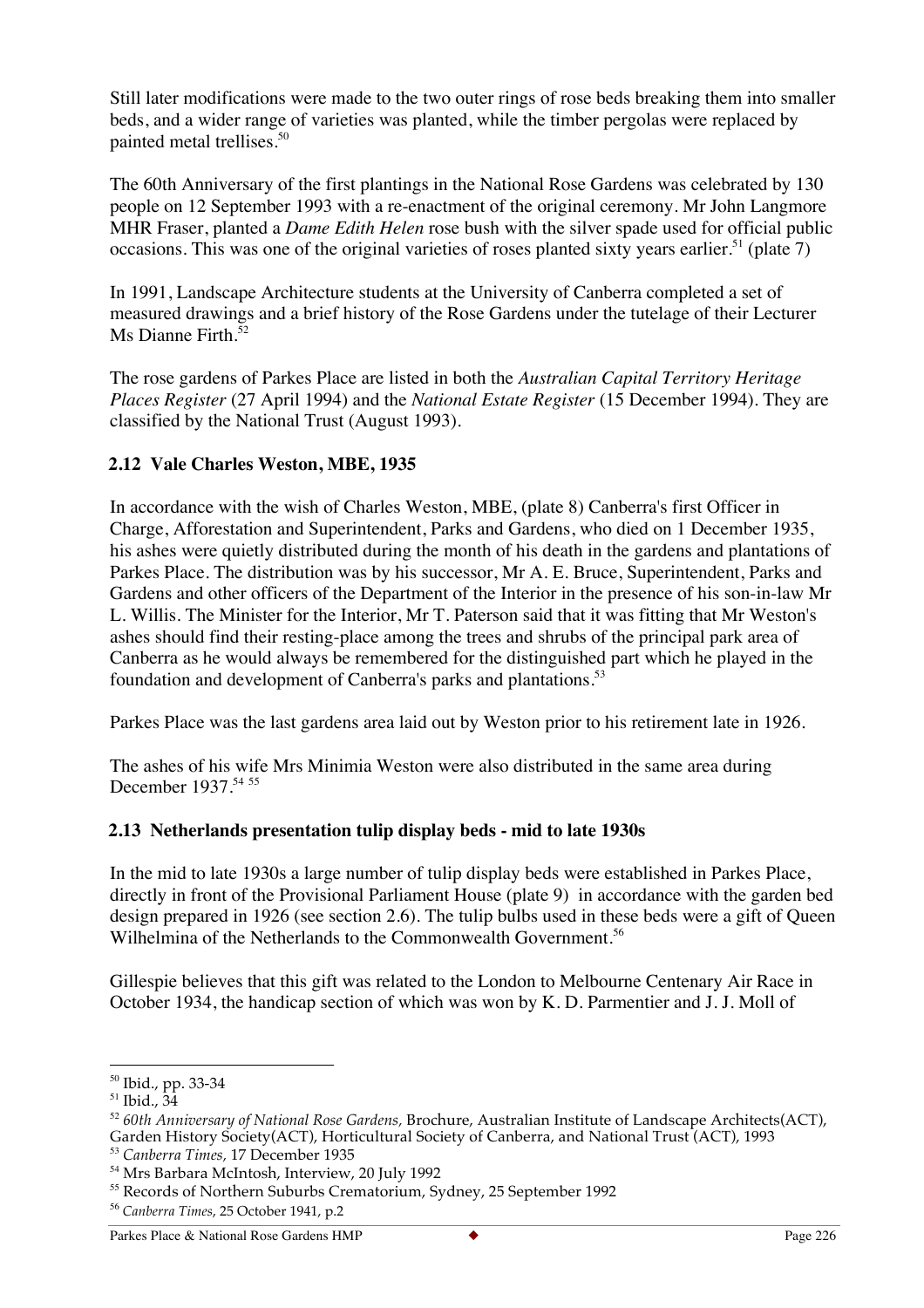Still later modifications were made to the two outer rings of rose beds breaking them into smaller beds, and a wider range of varieties was planted, while the timber pergolas were replaced by painted metal trellises.[50]

The 60th Anniversary of the first plantings in the National Rose Gardens was celebrated by 130 people on 12 September 1993 with a re-enactment of the original ceremony. Mr John Langmore MHR Fraser, planted a *Dame Edith Helen* rose bush with the silver spade used for official public occasions. This was one of the original varieties of roses planted sixty years earlier.[51] (plate 7)

In 1991, Landscape Architecture students at the University of Canberra completed a set of measured drawings and a brief history of the Rose Gardens under the tutelage of their Lecturer Ms Dianne Firth.[52]

The rose gardens of Parkes Place are listed in both the *Australian Capital Territory Heritage Places Register* (27 April 1994) and the *National Estate Register* (15 December 1994). They are classified by the National Trust (August 1993).

### 2.12 Vale Charles Weston, MBE, 1935

In accordance with the wish of Charles Weston, MBE, (plate 8) Canberra's first Officer in Charge, Afforestation and Superintendent, Parks and Gardens, who died on 1 December 1935, his ashes were quietly distributed during the month of his death in the gardens and plantations of Parkes Place. The distribution was by his successor, Mr A. E. Bruce, Superintendent, Parks and Gardens and other officers of the Department of the Interior in the presence of his son-in-law Mr L. Willis. The Minister for the Interior, Mr T. Paterson said that it was fitting that Mr Weston's ashes should find their resting-place among the trees and shrubs of the principal park area of Canberra as he would always be remembered for the distinguished part which he played in the foundation and development of Canberra's parks and plantations.[53]

Parkes Place was the last gardens area laid out by Weston prior to his retirement late in 1926.

The ashes of his wife Mrs Minimia Weston were also distributed in the same area during December 1937.[54] [55]

### 2.13 Netherlands presentation tulip display beds - mid to late 1930s

In the mid to late 1930s a large number of tulip display beds were established in Parkes Place, directly in front of the Provisional Parliament House (plate 9) in accordance with the garden bed design prepared in 1926 (see section 2.6). The tulip bulbs used in these beds were a gift of Queen Wilhelmina of the Netherlands to the Commonwealth Government.[56]

Gillespie believes that this gift was related to the London to Melbourne Centenary Air Race in October 1934, the handicap section of which was won by K. D. Parmentier and J. J. Moll of

---

[50] Ibid., pp. 33-34

[51] Ibid., 34

[52] *60th Anniversary of National Rose Gardens,* Brochure, Australian Institute of Landscape Architects(ACT), Garden History Society(ACT), Horticultural Society of Canberra, and National Trust (ACT), 1993

[53] *Canberra Times,* 17 December 1935

[54] Mrs Barbara McIntosh, Interview, 20 July 1992

[55] Records of Northern Suburbs Crematorium, Sydney, 25 September 1992

[56] *Canberra Times*, 25 October 1941, p.2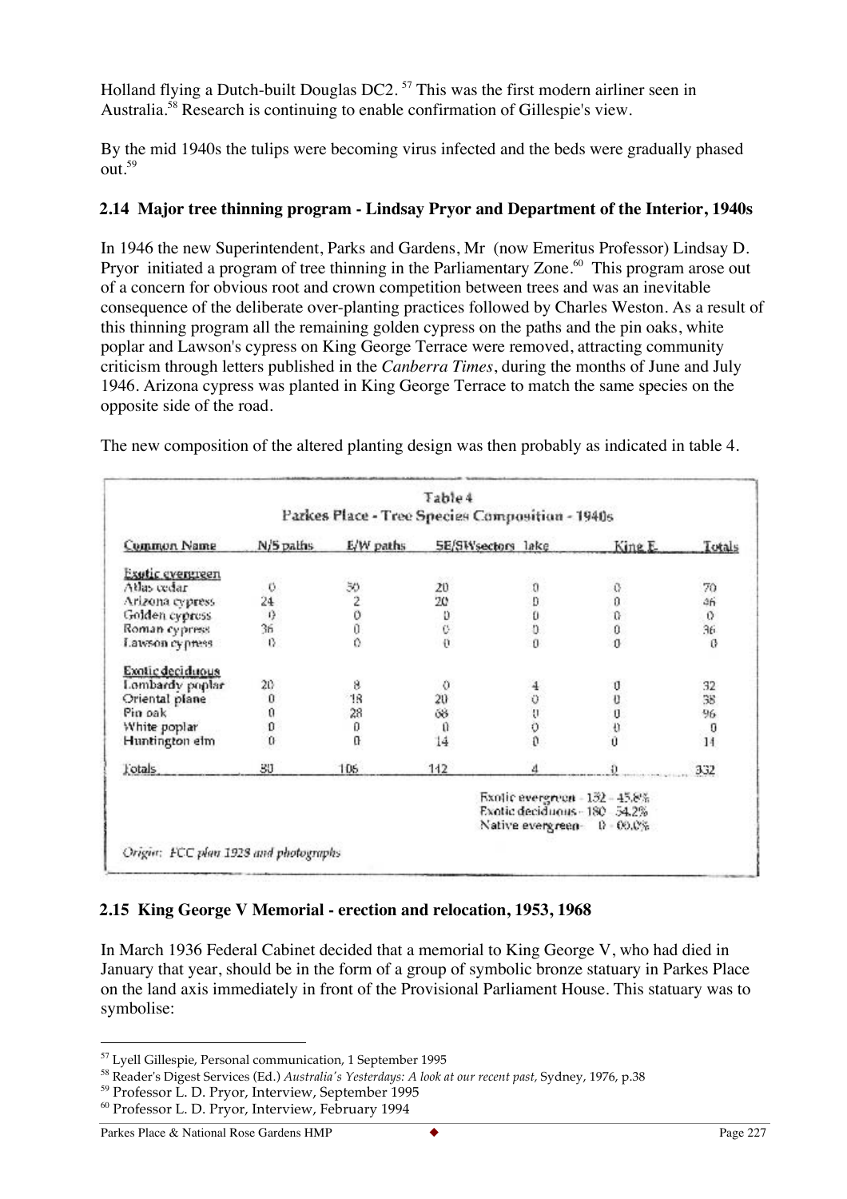Holland flying a Dutch-built Douglas DC2. [57] This was the first modern airliner seen in Australia.[58] Research is continuing to enable confirmation of Gillespie's view.

By the mid 1940s the tulips were becoming virus infected and the beds were gradually phased out.[59]

## 2.14 Major tree thinning program - Lindsay Pryor and Department of the Interior, 1940s

In 1946 the new Superintendent, Parks and Gardens, Mr (now Emeritus Professor) Lindsay D. Pryor initiated a program of tree thinning in the Parliamentary Zone.[60] This program arose out of a concern for obvious root and crown competition between trees and was an inevitable consequence of the deliberate over-planting practices followed by Charles Weston. As a result of this thinning program all the remaining golden cypress on the paths and the pin oaks, white poplar and Lawson's cypress on King George Terrace were removed, attracting community criticism through letters published in the *Canberra Times*, during the months of June and July 1946. Arizona cypress was planted in King George Terrace to match the same species on the opposite side of the road.

The new composition of the altered planting design was then probably as indicated in table 4.

**Table 4**
**Parkes Place - Tree Species Composition - 1940s**

| Common Name | N/S paths | E/W paths | SE/SW sectors | lake | King E. | Totals |
|---|---|---|---|---|---|---|
| **Exotic evergreen** | | | | | | |
| Atlas cedar | 0 | 50 | 20 | 0 | 0 | 70 |
| Arizona cypress | 24 | 2 | 20 | 0 | 0 | 46 |
| Golden cypress | 0 | 0 | 0 | 0 | 0 | 0 |
| Roman cypress | 36 | 0 | 0 | 0 | 0 | 36 |
| Lawson cypress | 0 | 0 | 0 | 0 | 0 | 0 |
| **Exotic deciduous** | | | | | | |
| Lombardy poplar | 20 | 8 | 0 | 4 | 0 | 32 |
| Oriental plane | 0 | 18 | 20 | 0 | 0 | 38 |
| Pin oak | 0 | 28 | 68 | 0 | 0 | 96 |
| White poplar | 0 | 0 | 0 | 0 | 0 | 0 |
| Huntington elm | 0 | 0 | 14 | 0 | 0 | 14 |
| Totals | 80 | 106 | 142 | 4 | 0 | 332 |

Exotic evergreen - 152 - 45.8%
Exotic deciduous - 180 54.2%
Native evergreen - 0 - 00.0%

*Origin: FCC plan 1928 and photographs*

## 2.15 King George V Memorial - erection and relocation, 1953, 1968

In March 1936 Federal Cabinet decided that a memorial to King George V, who had died in January that year, should be in the form of a group of symbolic bronze statuary in Parkes Place on the land axis immediately in front of the Provisional Parliament House. This statuary was to symbolise:

---

[57] Lyell Gillespie, Personal communication, 1 September 1995

[58] Reader's Digest Services (Ed.) *Australia's Yesterdays: A look at our recent past*, Sydney, 1976, p.38

[59] Professor L. D. Pryor, Interview, September 1995

[60] Professor L. D. Pryor, Interview, February 1994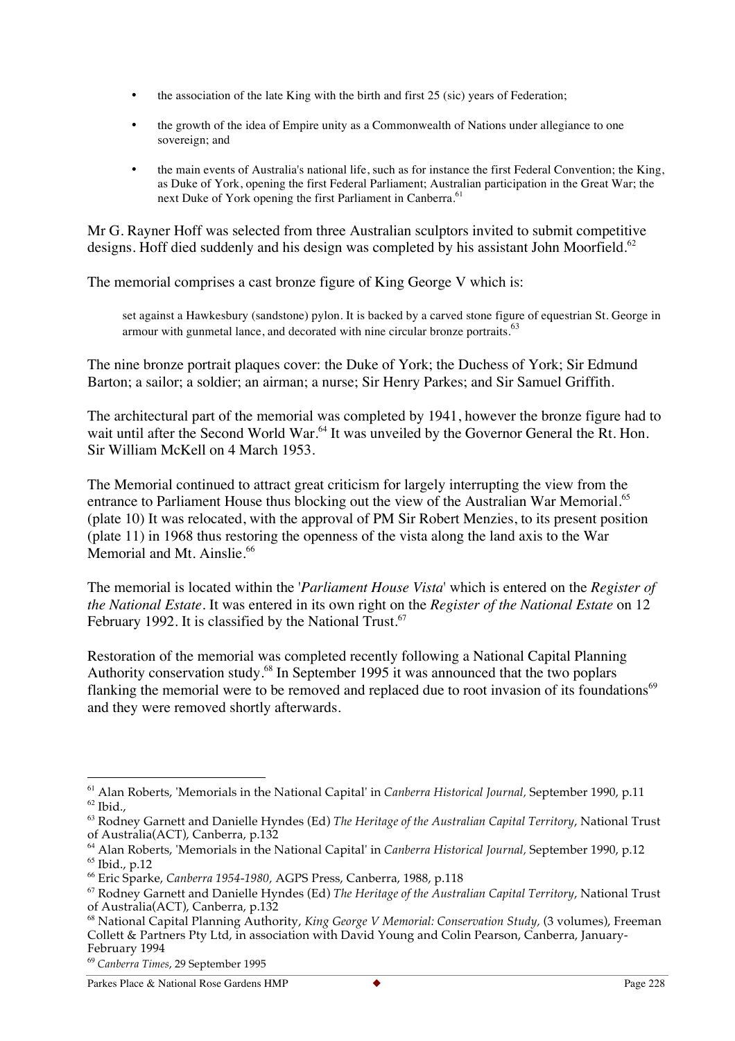- the association of the late King with the birth and first 25 (sic) years of Federation;
- the growth of the idea of Empire unity as a Commonwealth of Nations under allegiance to one sovereign; and
- the main events of Australia's national life, such as for instance the first Federal Convention; the King, as Duke of York, opening the first Federal Parliament; Australian participation in the Great War; the next Duke of York opening the first Parliament in Canberra.[61]

Mr G. Rayner Hoff was selected from three Australian sculptors invited to submit competitive designs. Hoff died suddenly and his design was completed by his assistant John Moorfield.[62]

The memorial comprises a cast bronze figure of King George V which is:

> set against a Hawkesbury (sandstone) pylon. It is backed by a carved stone figure of equestrian St. George in armour with gunmetal lance, and decorated with nine circular bronze portraits.[63]

The nine bronze portrait plaques cover: the Duke of York; the Duchess of York; Sir Edmund Barton; a sailor; a soldier; an airman; a nurse; Sir Henry Parkes; and Sir Samuel Griffith.

The architectural part of the memorial was completed by 1941, however the bronze figure had to wait until after the Second World War.[64] It was unveiled by the Governor General the Rt. Hon. Sir William McKell on 4 March 1953.

The Memorial continued to attract great criticism for largely interrupting the view from the entrance to Parliament House thus blocking out the view of the Australian War Memorial.[65] (plate 10) It was relocated, with the approval of PM Sir Robert Menzies, to its present position (plate 11) in 1968 thus restoring the openness of the vista along the land axis to the War Memorial and Mt. Ainslie.[66]

The memorial is located within the '*Parliament House Vista*' which is entered on the *Register of the National Estate*. It was entered in its own right on the *Register of the National Estate* on 12 February 1992. It is classified by the National Trust.[67]

Restoration of the memorial was completed recently following a National Capital Planning Authority conservation study.[68] In September 1995 it was announced that the two poplars flanking the memorial were to be removed and replaced due to root invasion of its foundations[69] and they were removed shortly afterwards.

---

[61] Alan Roberts, 'Memorials in the National Capital' in *Canberra Historical Journal*, September 1990, p.11

[62] Ibid.,

[63] Rodney Garnett and Danielle Hyndes (Ed) *The Heritage of the Australian Capital Territory*, National Trust of Australia(ACT), Canberra, p.132

[64] Alan Roberts, 'Memorials in the National Capital' in *Canberra Historical Journal*, September 1990, p.12

[65] Ibid., p.12

[66] Eric Sparke, *Canberra 1954-1980*, AGPS Press, Canberra, 1988, p.118

[67] Rodney Garnett and Danielle Hyndes (Ed) *The Heritage of the Australian Capital Territory*, National Trust of Australia(ACT), Canberra, p.132

[68] National Capital Planning Authority, *King George V Memorial: Conservation Study*, (3 volumes), Freeman Collett & Partners Pty Ltd, in association with David Young and Colin Pearson, Canberra, January-February 1994

[69] *Canberra Times*, 29 September 1995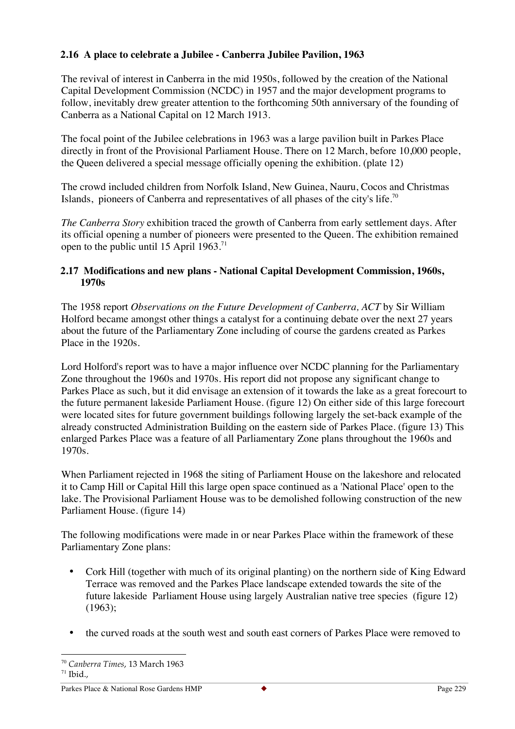## 2.16 A place to celebrate a Jubilee - Canberra Jubilee Pavilion, 1963

The revival of interest in Canberra in the mid 1950s, followed by the creation of the National Capital Development Commission (NCDC) in 1957 and the major development programs to follow, inevitably drew greater attention to the forthcoming 50th anniversary of the founding of Canberra as a National Capital on 12 March 1913.

The focal point of the Jubilee celebrations in 1963 was a large pavilion built in Parkes Place directly in front of the Provisional Parliament House. There on 12 March, before 10,000 people, the Queen delivered a special message officially opening the exhibition. (plate 12)

The crowd included children from Norfolk Island, New Guinea, Nauru, Cocos and Christmas Islands, pioneers of Canberra and representatives of all phases of the city's life.[70]

*The Canberra Story* exhibition traced the growth of Canberra from early settlement days. After its official opening a number of pioneers were presented to the Queen. The exhibition remained open to the public until 15 April 1963.[71]

## 2.17 Modifications and new plans - National Capital Development Commission, 1960s, 1970s

The 1958 report *Observations on the Future Development of Canberra, ACT* by Sir William Holford became amongst other things a catalyst for a continuing debate over the next 27 years about the future of the Parliamentary Zone including of course the gardens created as Parkes Place in the 1920s.

Lord Holford's report was to have a major influence over NCDC planning for the Parliamentary Zone throughout the 1960s and 1970s. His report did not propose any significant change to Parkes Place as such, but it did envisage an extension of it towards the lake as a great forecourt to the future permanent lakeside Parliament House. (figure 12) On either side of this large forecourt were located sites for future government buildings following largely the set-back example of the already constructed Administration Building on the eastern side of Parkes Place. (figure 13) This enlarged Parkes Place was a feature of all Parliamentary Zone plans throughout the 1960s and 1970s.

When Parliament rejected in 1968 the siting of Parliament House on the lakeshore and relocated it to Camp Hill or Capital Hill this large open space continued as a 'National Place' open to the lake. The Provisional Parliament House was to be demolished following construction of the new Parliament House. (figure 14)

The following modifications were made in or near Parkes Place within the framework of these Parliamentary Zone plans:

- Cork Hill (together with much of its original planting) on the northern side of King Edward Terrace was removed and the Parkes Place landscape extended towards the site of the future lakeside Parliament House using largely Australian native tree species (figure 12) (1963);

- the curved roads at the south west and south east corners of Parkes Place were removed to

---

[70] *Canberra Times*, 13 March 1963
[71] Ibid.,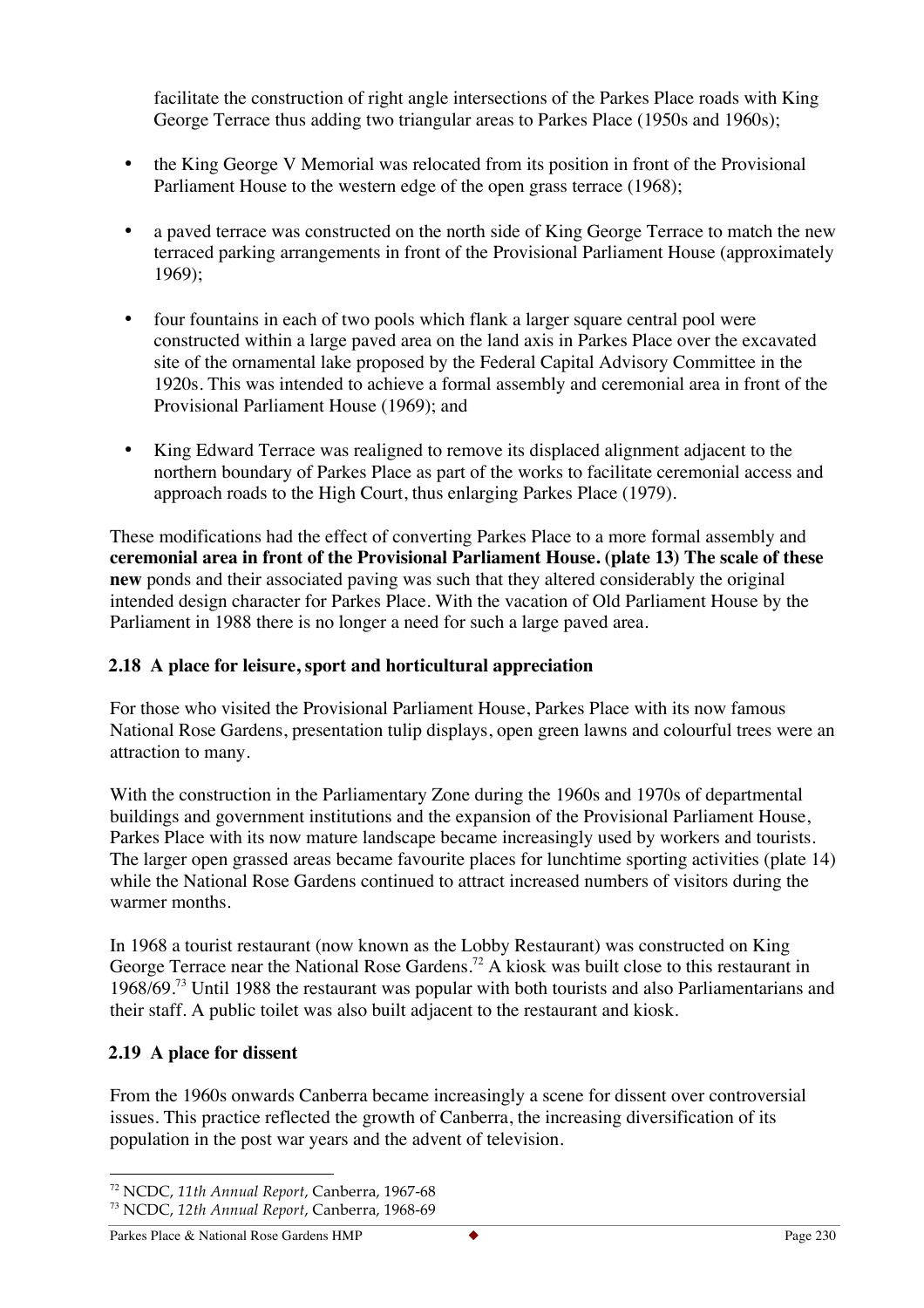facilitate the construction of right angle intersections of the Parkes Place roads with King George Terrace thus adding two triangular areas to Parkes Place (1950s and 1960s);

- the King George V Memorial was relocated from its position in front of the Provisional Parliament House to the western edge of the open grass terrace (1968);
- a paved terrace was constructed on the north side of King George Terrace to match the new terraced parking arrangements in front of the Provisional Parliament House (approximately 1969);
- four fountains in each of two pools which flank a larger square central pool were constructed within a large paved area on the land axis in Parkes Place over the excavated site of the ornamental lake proposed by the Federal Capital Advisory Committee in the 1920s. This was intended to achieve a formal assembly and ceremonial area in front of the Provisional Parliament House (1969); and
- King Edward Terrace was realigned to remove its displaced alignment adjacent to the northern boundary of Parkes Place as part of the works to facilitate ceremonial access and approach roads to the High Court, thus enlarging Parkes Place (1979).

These modifications had the effect of converting Parkes Place to a more formal assembly and **ceremonial area in front of the Provisional Parliament House. (plate 13) The scale of these new** ponds and their associated paving was such that they altered considerably the original intended design character for Parkes Place. With the vacation of Old Parliament House by the Parliament in 1988 there is no longer a need for such a large paved area.

## 2.18 A place for leisure, sport and horticultural appreciation

For those who visited the Provisional Parliament House, Parkes Place with its now famous National Rose Gardens, presentation tulip displays, open green lawns and colourful trees were an attraction to many.

With the construction in the Parliamentary Zone during the 1960s and 1970s of departmental buildings and government institutions and the expansion of the Provisional Parliament House, Parkes Place with its now mature landscape became increasingly used by workers and tourists. The larger open grassed areas became favourite places for lunchtime sporting activities (plate 14) while the National Rose Gardens continued to attract increased numbers of visitors during the warmer months.

In 1968 a tourist restaurant (now known as the Lobby Restaurant) was constructed on King George Terrace near the National Rose Gardens.[72] A kiosk was built close to this restaurant in 1968/69.[73] Until 1988 the restaurant was popular with both tourists and also Parliamentarians and their staff. A public toilet was also built adjacent to the restaurant and kiosk.

## 2.19 A place for dissent

From the 1960s onwards Canberra became increasingly a scene for dissent over controversial issues. This practice reflected the growth of Canberra, the increasing diversification of its population in the post war years and the advent of television.

---

[72] NCDC, *11th Annual Report*, Canberra, 1967-68

[73] NCDC, *12th Annual Report*, Canberra, 1968-69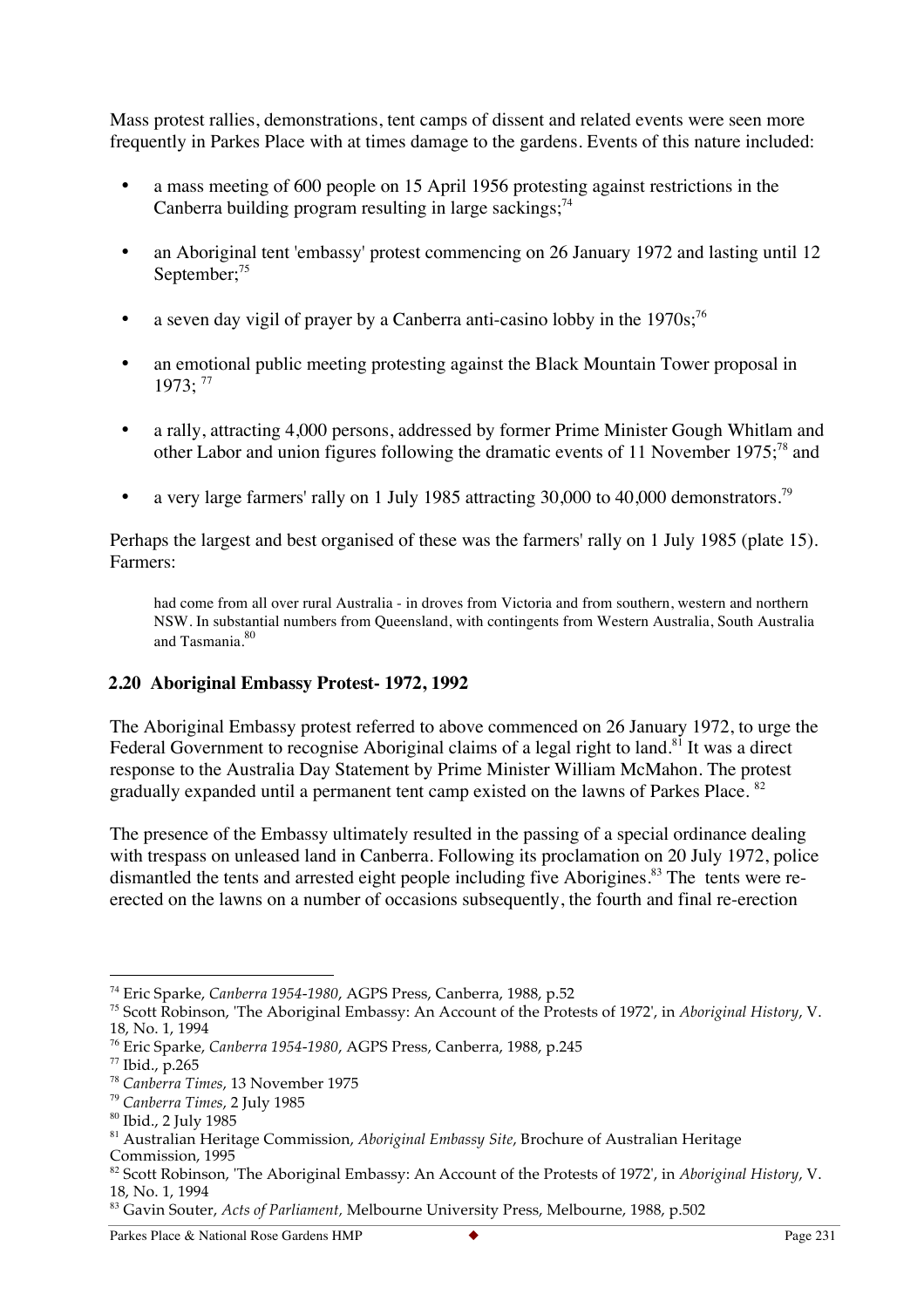Mass protest rallies, demonstrations, tent camps of dissent and related events were seen more frequently in Parkes Place with at times damage to the gardens. Events of this nature included:

- a mass meeting of 600 people on 15 April 1956 protesting against restrictions in the Canberra building program resulting in large sackings;[74]
- an Aboriginal tent 'embassy' protest commencing on 26 January 1972 and lasting until 12 September;[75]
- a seven day vigil of prayer by a Canberra anti-casino lobby in the 1970s;[76]
- an emotional public meeting protesting against the Black Mountain Tower proposal in 1973; [77]
- a rally, attracting 4,000 persons, addressed by former Prime Minister Gough Whitlam and other Labor and union figures following the dramatic events of 11 November 1975;[78] and
- a very large farmers' rally on 1 July 1985 attracting 30,000 to 40,000 demonstrators.[79]

Perhaps the largest and best organised of these was the farmers' rally on 1 July 1985 (plate 15). Farmers:

> had come from all over rural Australia - in droves from Victoria and from southern, western and northern NSW. In substantial numbers from Queensland, with contingents from Western Australia, South Australia and Tasmania.[80]

### 2.20 Aboriginal Embassy Protest- 1972, 1992

The Aboriginal Embassy protest referred to above commenced on 26 January 1972, to urge the Federal Government to recognise Aboriginal claims of a legal right to land.[81] It was a direct response to the Australia Day Statement by Prime Minister William McMahon. The protest gradually expanded until a permanent tent camp existed on the lawns of Parkes Place. [82]

The presence of the Embassy ultimately resulted in the passing of a special ordinance dealing with trespass on unleased land in Canberra. Following its proclamation on 20 July 1972, police dismantled the tents and arrested eight people including five Aborigines.[83] The tents were re-erected on the lawns on a number of occasions subsequently, the fourth and final re-erection

---

[74] Eric Sparke, *Canberra 1954-1980*, AGPS Press, Canberra, 1988, p.52

[75] Scott Robinson, 'The Aboriginal Embassy: An Account of the Protests of 1972', in *Aboriginal History*, V. 18, No. 1, 1994

[76] Eric Sparke, *Canberra 1954-1980*, AGPS Press, Canberra, 1988, p.245

[77] Ibid., p.265

[78] *Canberra Times*, 13 November 1975

[79] *Canberra Times*, 2 July 1985

[80] Ibid., 2 July 1985

[81] Australian Heritage Commission, *Aboriginal Embassy Site*, Brochure of Australian Heritage Commission, 1995

[82] Scott Robinson, 'The Aboriginal Embassy: An Account of the Protests of 1972', in *Aboriginal History*, V. 18, No. 1, 1994

[83] Gavin Souter, *Acts of Parliament*, Melbourne University Press, Melbourne, 1988, p.502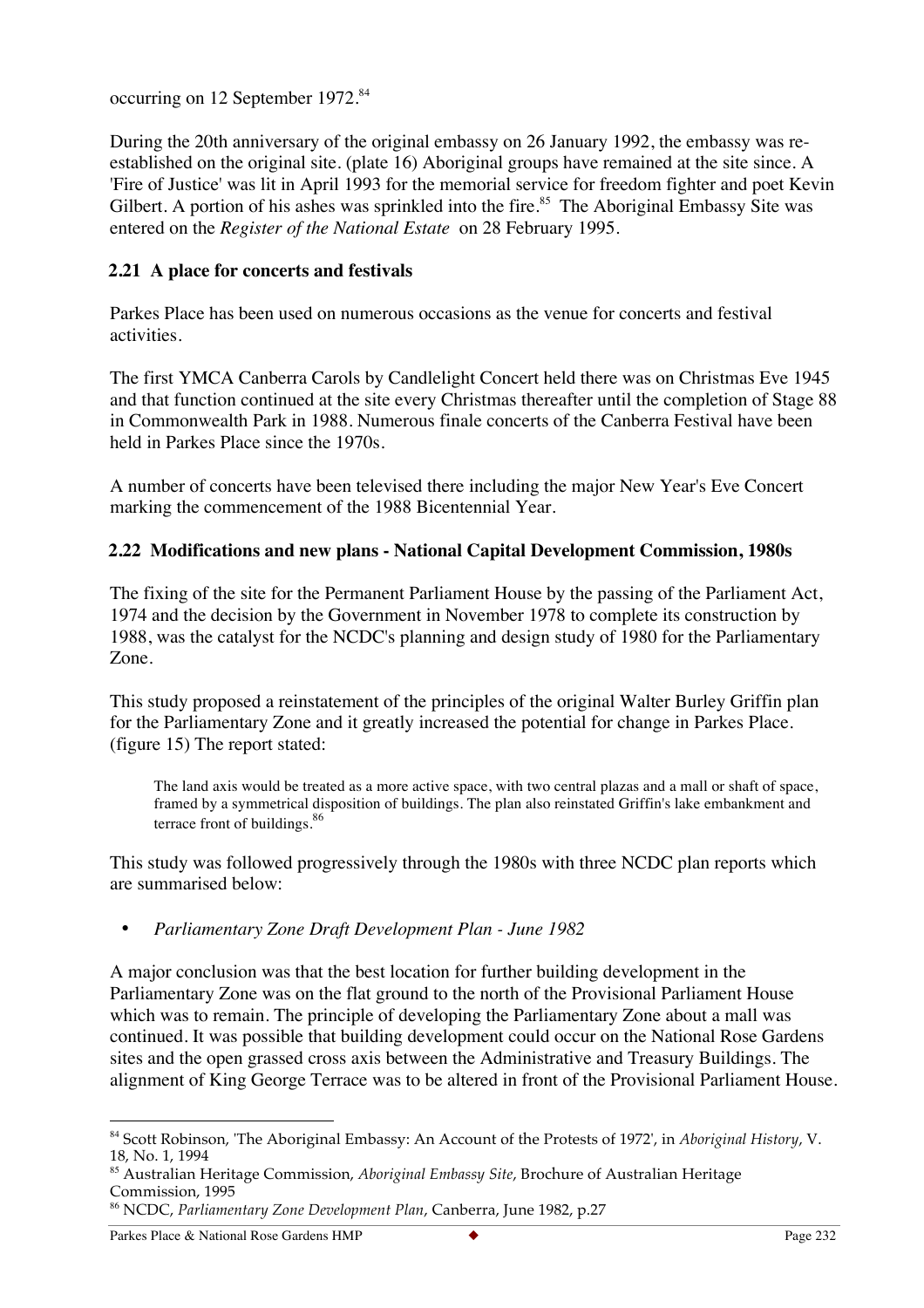occurring on 12 September 1972.[84]

During the 20th anniversary of the original embassy on 26 January 1992, the embassy was re-established on the original site. (plate 16) Aboriginal groups have remained at the site since. A 'Fire of Justice' was lit in April 1993 for the memorial service for freedom fighter and poet Kevin Gilbert. A portion of his ashes was sprinkled into the fire.[85] The Aboriginal Embassy Site was entered on the *Register of the National Estate* on 28 February 1995.

### 2.21 A place for concerts and festivals

Parkes Place has been used on numerous occasions as the venue for concerts and festival activities.

The first YMCA Canberra Carols by Candlelight Concert held there was on Christmas Eve 1945 and that function continued at the site every Christmas thereafter until the completion of Stage 88 in Commonwealth Park in 1988. Numerous finale concerts of the Canberra Festival have been held in Parkes Place since the 1970s.

A number of concerts have been televised there including the major New Year's Eve Concert marking the commencement of the 1988 Bicentennial Year.

### 2.22 Modifications and new plans - National Capital Development Commission, 1980s

The fixing of the site for the Permanent Parliament House by the passing of the Parliament Act, 1974 and the decision by the Government in November 1978 to complete its construction by 1988, was the catalyst for the NCDC's planning and design study of 1980 for the Parliamentary Zone.

This study proposed a reinstatement of the principles of the original Walter Burley Griffin plan for the Parliamentary Zone and it greatly increased the potential for change in Parkes Place. (figure 15) The report stated:

> The land axis would be treated as a more active space, with two central plazas and a mall or shaft of space, framed by a symmetrical disposition of buildings. The plan also reinstated Griffin's lake embankment and terrace front of buildings.[86]

This study was followed progressively through the 1980s with three NCDC plan reports which are summarised below:

- *Parliamentary Zone Draft Development Plan - June 1982*

A major conclusion was that the best location for further building development in the Parliamentary Zone was on the flat ground to the north of the Provisional Parliament House which was to remain. The principle of developing the Parliamentary Zone about a mall was continued. It was possible that building development could occur on the National Rose Gardens sites and the open grassed cross axis between the Administrative and Treasury Buildings. The alignment of King George Terrace was to be altered in front of the Provisional Parliament House.

---

[84] Scott Robinson, 'The Aboriginal Embassy: An Account of the Protests of 1972', in *Aboriginal History*, V. 18, No. 1, 1994

[85] Australian Heritage Commission, *Aboriginal Embassy Site*, Brochure of Australian Heritage Commission, 1995

[86] NCDC, *Parliamentary Zone Development Plan*, Canberra, June 1982, p.27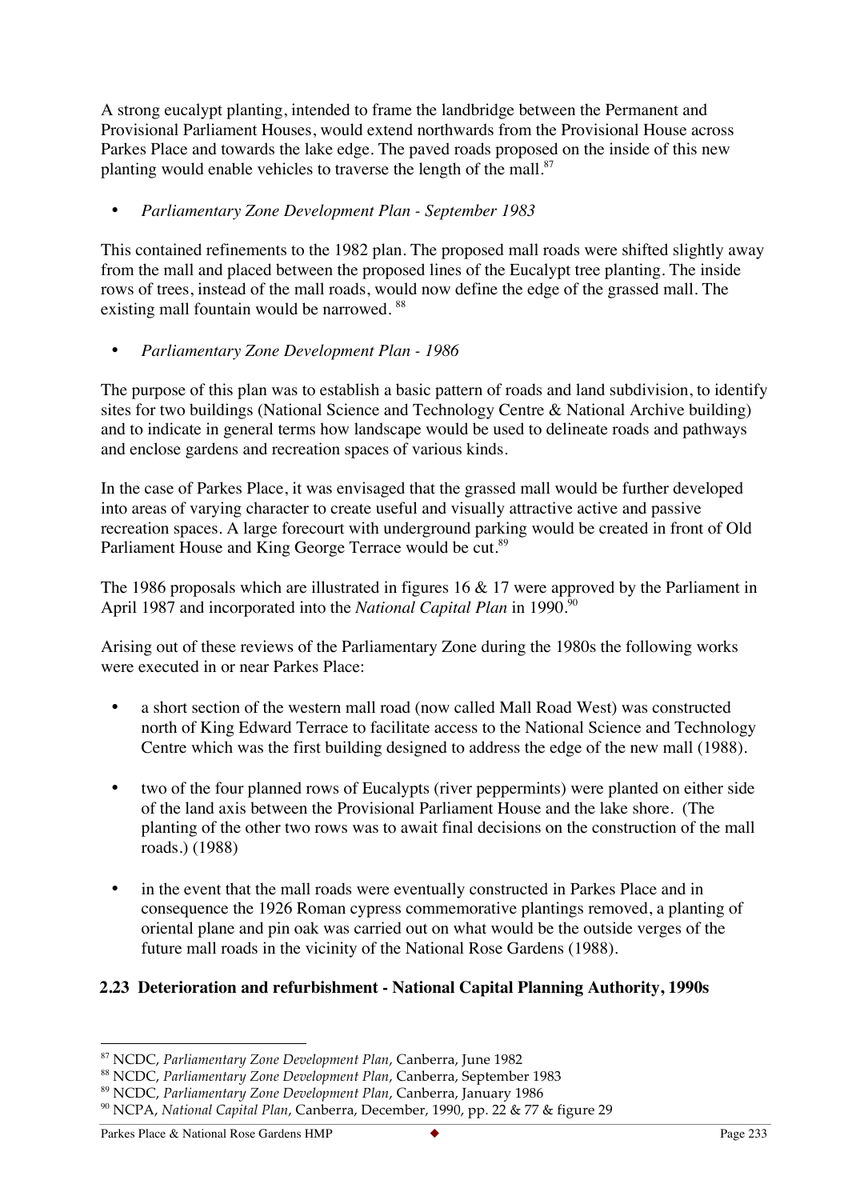A strong eucalypt planting, intended to frame the landbridge between the Permanent and Provisional Parliament Houses, would extend northwards from the Provisional House across Parkes Place and towards the lake edge. The paved roads proposed on the inside of this new planting would enable vehicles to traverse the length of the mall.[87]

- *Parliamentary Zone Development Plan - September 1983*

This contained refinements to the 1982 plan. The proposed mall roads were shifted slightly away from the mall and placed between the proposed lines of the Eucalypt tree planting. The inside rows of trees, instead of the mall roads, would now define the edge of the grassed mall. The existing mall fountain would be narrowed. [88]

- *Parliamentary Zone Development Plan - 1986*

The purpose of this plan was to establish a basic pattern of roads and land subdivision, to identify sites for two buildings (National Science and Technology Centre & National Archive building) and to indicate in general terms how landscape would be used to delineate roads and pathways and enclose gardens and recreation spaces of various kinds.

In the case of Parkes Place, it was envisaged that the grassed mall would be further developed into areas of varying character to create useful and visually attractive active and passive recreation spaces. A large forecourt with underground parking would be created in front of Old Parliament House and King George Terrace would be cut.[89]

The 1986 proposals which are illustrated in figures 16 & 17 were approved by the Parliament in April 1987 and incorporated into the *National Capital Plan* in 1990.[90]

Arising out of these reviews of the Parliamentary Zone during the 1980s the following works were executed in or near Parkes Place:

- a short section of the western mall road (now called Mall Road West) was constructed north of King Edward Terrace to facilitate access to the National Science and Technology Centre which was the first building designed to address the edge of the new mall (1988).

- two of the four planned rows of Eucalypts (river peppermints) were planted on either side of the land axis between the Provisional Parliament House and the lake shore. (The planting of the other two rows was to await final decisions on the construction of the mall roads.) (1988)

- in the event that the mall roads were eventually constructed in Parkes Place and in consequence the 1926 Roman cypress commemorative plantings removed, a planting of oriental plane and pin oak was carried out on what would be the outside verges of the future mall roads in the vicinity of the National Rose Gardens (1988).

## 2.23 Deterioration and refurbishment - National Capital Planning Authority, 1990s

---

[87] NCDC, *Parliamentary Zone Development Plan*, Canberra, June 1982

[88] NCDC, *Parliamentary Zone Development Plan*, Canberra, September 1983

[89] NCDC, *Parliamentary Zone Development Plan*, Canberra, January 1986

[90] NCPA, *National Capital Plan*, Canberra, December, 1990, pp. 22 & 77 & figure 29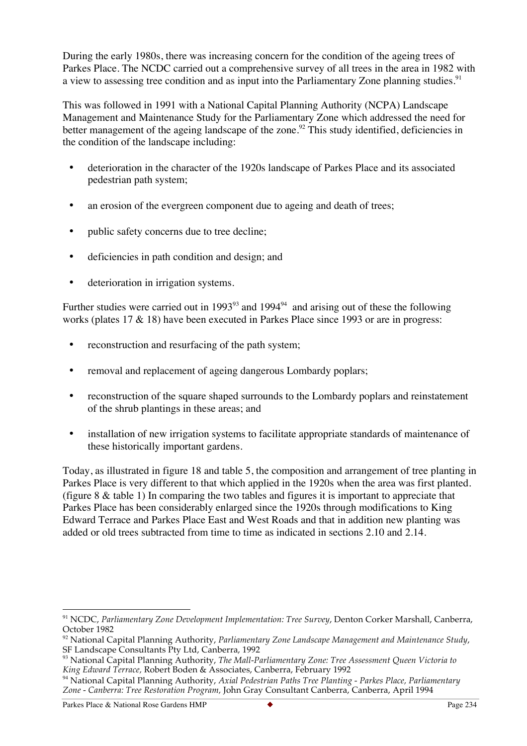During the early 1980s, there was increasing concern for the condition of the ageing trees of Parkes Place. The NCDC carried out a comprehensive survey of all trees in the area in 1982 with a view to assessing tree condition and as input into the Parliamentary Zone planning studies.[91]

This was followed in 1991 with a National Capital Planning Authority (NCPA) Landscape Management and Maintenance Study for the Parliamentary Zone which addressed the need for better management of the ageing landscape of the zone.[92] This study identified, deficiencies in the condition of the landscape including:

- deterioration in the character of the 1920s landscape of Parkes Place and its associated pedestrian path system;
- an erosion of the evergreen component due to ageing and death of trees;
- public safety concerns due to tree decline;
- deficiencies in path condition and design; and
- deterioration in irrigation systems.

Further studies were carried out in 1993[93] and 1994[94] and arising out of these the following works (plates 17 & 18) have been executed in Parkes Place since 1993 or are in progress:

- reconstruction and resurfacing of the path system;
- removal and replacement of ageing dangerous Lombardy poplars;
- reconstruction of the square shaped surrounds to the Lombardy poplars and reinstatement of the shrub plantings in these areas; and
- installation of new irrigation systems to facilitate appropriate standards of maintenance of these historically important gardens.

Today, as illustrated in figure 18 and table 5, the composition and arrangement of tree planting in Parkes Place is very different to that which applied in the 1920s when the area was first planted. (figure 8 & table 1) In comparing the two tables and figures it is important to appreciate that Parkes Place has been considerably enlarged since the 1920s through modifications to King Edward Terrace and Parkes Place East and West Roads and that in addition new planting was added or old trees subtracted from time to time as indicated in sections 2.10 and 2.14.

---

[91] NCDC, *Parliamentary Zone Development Implementation: Tree Survey*, Denton Corker Marshall, Canberra, October 1982

[92] National Capital Planning Authority, *Parliamentary Zone Landscape Management and Maintenance Study*, SF Landscape Consultants Pty Ltd, Canberra, 1992

[93] National Capital Planning Authority, *The Mall-Parliamentary Zone: Tree Assessment Queen Victoria to King Edward Terrace,* Robert Boden & Associates, Canberra, February 1992

[94] National Capital Planning Authority, *Axial Pedestrian Paths Tree Planting - Parkes Place, Parliamentary Zone - Canberra: Tree Restoration Program,* John Gray Consultant Canberra, Canberra, April 1994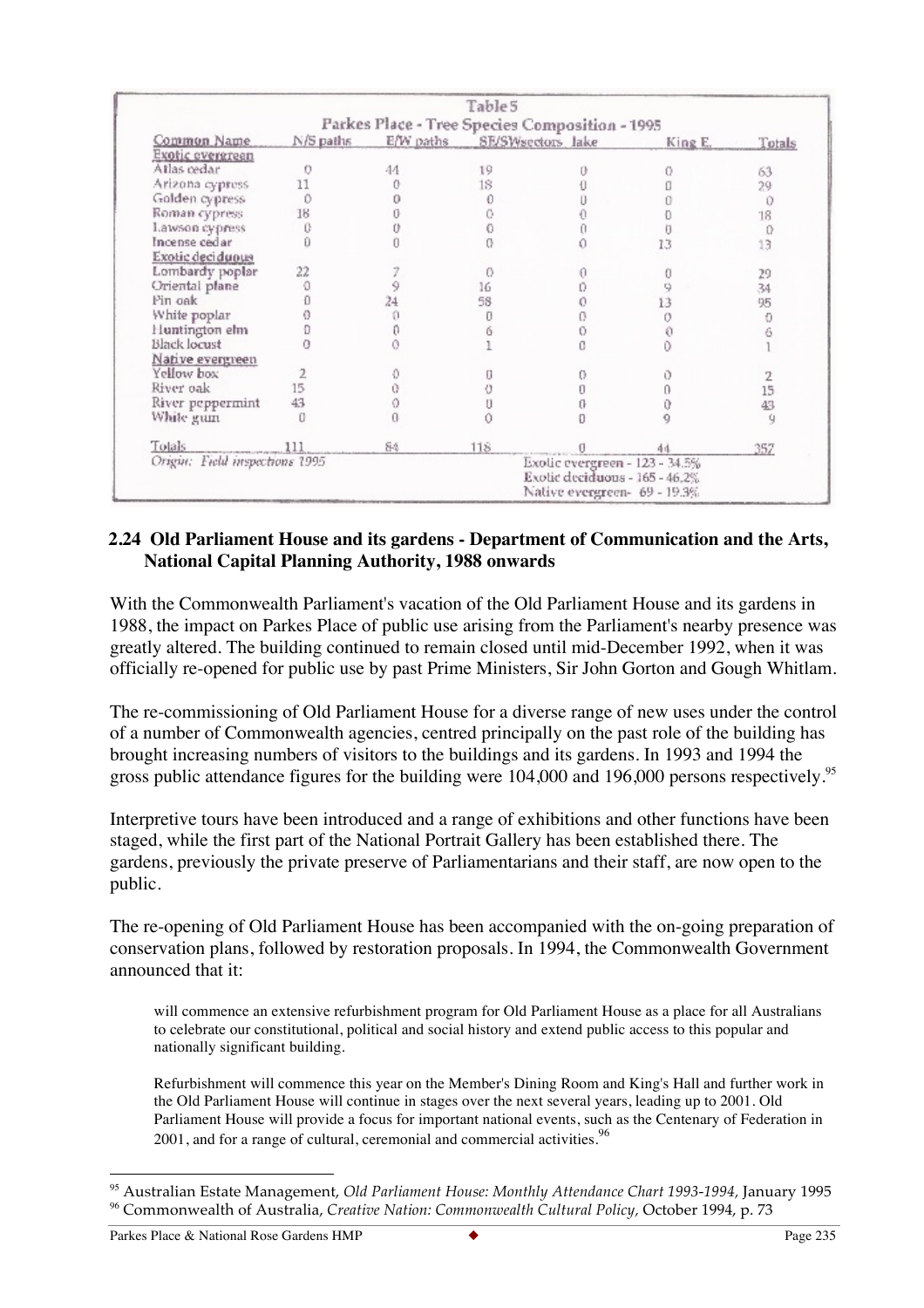Table 5

Parkes Place - Tree Species Composition - 1995

| Common Name | N/S paths | E/W paths | SE/SW sectors | Lake | King E. | Totals |
|---|---|---|---|---|---|---|
| **Exotic evergreen** | | | | | | |
| Atlas cedar | 0 | 44 | 19 | 0 | 0 | 63 |
| Arizona cypress | 11 | 0 | 18 | 0 | 0 | 29 |
| Golden cypress | 0 | 0 | 0 | 0 | 0 | 0 |
| Roman cypress | 18 | 0 | 0 | 0 | 0 | 18 |
| Lawson cypress | 0 | 0 | 0 | 0 | 0 | 0 |
| Incense cedar | 0 | 0 | 0 | 0 | 13 | 13 |
| **Exotic deciduous** | | | | | | |
| Lombardy poplar | 22 | 7 | 0 | 0 | 0 | 29 |
| Oriental plane | 0 | 9 | 16 | 0 | 9 | 34 |
| Pin oak | 0 | 24 | 58 | 0 | 13 | 95 |
| White poplar | 0 | 0 | 0 | 0 | 0 | 0 |
| Huntington elm | 0 | 0 | 6 | 0 | 0 | 6 |
| Black locust | 0 | 0 | 1 | 0 | 0 | 1 |
| **Native evergreen** | | | | | | |
| Yellow box | 2 | 0 | 0 | 0 | 0 | 2 |
| River oak | 15 | 0 | 0 | 0 | 0 | 15 |
| River peppermint | 43 | 0 | 0 | 0 | 0 | 43 |
| White gum | 0 | 0 | 0 | 0 | 9 | 9 |
| Totals | 111 | 84 | 118 | 0 | 44 | 357 |

*Origin: Field inspections 1995*

Exotic evergreen - 123 - 34.5%
Exotic deciduous - 165 - 46.2%
Native evergreen- 69 - 19.3%

## 2.24 Old Parliament House and its gardens - Department of Communication and the Arts, National Capital Planning Authority, 1988 onwards

With the Commonwealth Parliament's vacation of the Old Parliament House and its gardens in 1988, the impact on Parkes Place of public use arising from the Parliament's nearby presence was greatly altered. The building continued to remain closed until mid-December 1992, when it was officially re-opened for public use by past Prime Ministers, Sir John Gorton and Gough Whitlam.

The re-commissioning of Old Parliament House for a diverse range of new uses under the control of a number of Commonwealth agencies, centred principally on the past role of the building has brought increasing numbers of visitors to the buildings and its gardens. In 1993 and 1994 the gross public attendance figures for the building were 104,000 and 196,000 persons respectively.[95]

Interpretive tours have been introduced and a range of exhibitions and other functions have been staged, while the first part of the National Portrait Gallery has been established there. The gardens, previously the private preserve of Parliamentarians and their staff, are now open to the public.

The re-opening of Old Parliament House has been accompanied with the on-going preparation of conservation plans, followed by restoration proposals. In 1994, the Commonwealth Government announced that it:

> will commence an extensive refurbishment program for Old Parliament House as a place for all Australians to celebrate our constitutional, political and social history and extend public access to this popular and nationally significant building.
>
> Refurbishment will commence this year on the Member's Dining Room and King's Hall and further work in the Old Parliament House will continue in stages over the next several years, leading up to 2001. Old Parliament House will provide a focus for important national events, such as the Centenary of Federation in 2001, and for a range of cultural, ceremonial and commercial activities.[96]

[95] Australian Estate Management, *Old Parliament House: Monthly Attendance Chart 1993-1994,* January 1995

[96] Commonwealth of Australia, *Creative Nation: Commonwealth Cultural Policy,* October 1994, p. 73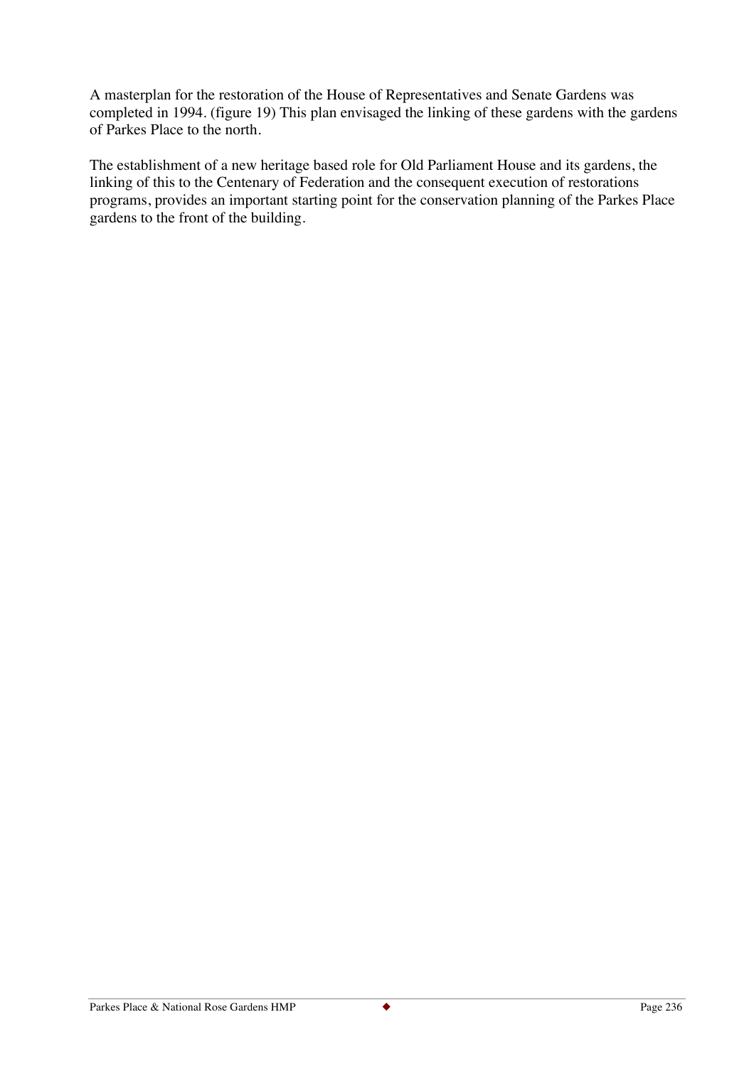A masterplan for the restoration of the House of Representatives and Senate Gardens was completed in 1994. (figure 19) This plan envisaged the linking of these gardens with the gardens of Parkes Place to the north.

The establishment of a new heritage based role for Old Parliament House and its gardens, the linking of this to the Centenary of Federation and the consequent execution of restorations programs, provides an important starting point for the conservation planning of the Parkes Place gardens to the front of the building.